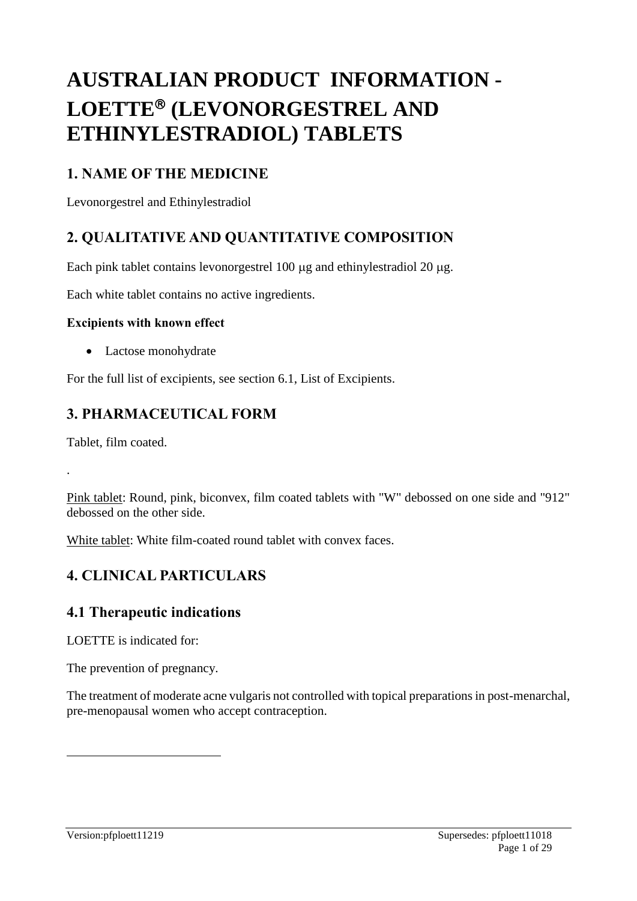# AUSTRALIAN PRODUCT INFORMATION - LOETTE® (LEVONORGESTREL AND ETHINYLESTRADIOL) TABLETS

## 1. NAME OF THE MEDICINE

Levonorgestrel and Ethinylestradiol

## 2. QUALITATIVE AND QUANTITATIVE COMPOSITION

Each pink tablet contains levonorgestrel 100 μg and ethinylestradiol 20 μg.

Each white tablet contains no active ingredients.

#### Excipients with known effect

- Lactose monohydrate

For the full list of excipients, see section 6.1, List of Excipients.

## 3. PHARMACEUTICAL FORM

Tablet, film coated.

.

Pink tablet: Round, pink, biconvex, film coated tablets with "W" debossed on one side and "912" debossed on the other side.

White tablet: White film-coated round tablet with convex faces.

## 4. CLINICAL PARTICULARS

### 4.1 Therapeutic indications

LOETTE is indicated for:

The prevention of pregnancy.

The treatment of moderate acne vulgaris not controlled with topical preparations in post-menarchal, pre-menopausal women who accept contraception.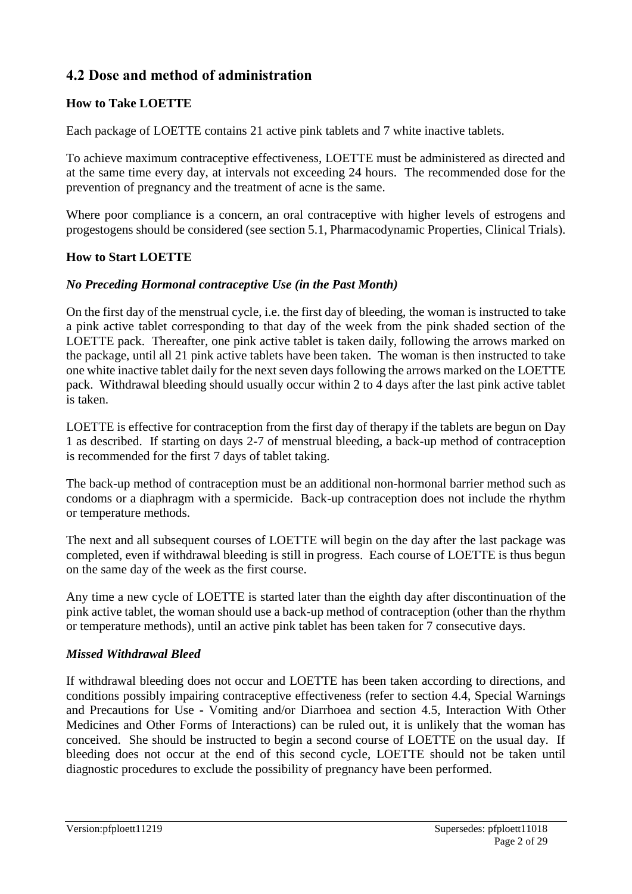## 4.2 Dose and method of administration

### How to Take LOETTE

Each package of LOETTE contains 21 active pink tablets and 7 white inactive tablets.

To achieve maximum contraceptive effectiveness, LOETTE must be administered as directed and at the same time every day, at intervals not exceeding 24 hours. The recommended dose for the prevention of pregnancy and the treatment of acne is the same.

Where poor compliance is a concern, an oral contraceptive with higher levels of estrogens and progestogens should be considered (see section 5.1, Pharmacodynamic Properties, Clinical Trials).

### How to Start LOETTE

*No Preceding Hormonal contraceptive Use (in the Past Month)*

On the first day of the menstrual cycle, i.e. the first day of bleeding, the woman is instructed to take a pink active tablet corresponding to that day of the week from the pink shaded section of the LOETTE pack. Thereafter, one pink active tablet is taken daily, following the arrows marked on the package, until all 21 pink active tablets have been taken. The woman is then instructed to take one white inactive tablet daily for the next seven days following the arrows marked on the LOETTE pack. Withdrawal bleeding should usually occur within 2 to 4 days after the last pink active tablet is taken.

LOETTE is effective for contraception from the first day of therapy if the tablets are begun on Day 1 as described. If starting on days 2-7 of menstrual bleeding, a back-up method of contraception is recommended for the first 7 days of tablet taking.

The back-up method of contraception must be an additional non-hormonal barrier method such as condoms or a diaphragm with a spermicide. Back-up contraception does not include the rhythm or temperature methods.

The next and all subsequent courses of LOETTE will begin on the day after the last package was completed, even if withdrawal bleeding is still in progress. Each course of LOETTE is thus begun on the same day of the week as the first course.

Any time a new cycle of LOETTE is started later than the eighth day after discontinuation of the pink active tablet, the woman should use a back-up method of contraception (other than the rhythm or temperature methods), until an active pink tablet has been taken for 7 consecutive days.

*Missed Withdrawal Bleed*

If withdrawal bleeding does not occur and LOETTE has been taken according to directions, and conditions possibly impairing contraceptive effectiveness (refer to section 4.4, Special Warnings and Precautions for Use - Vomiting and/or Diarrhoea and section 4.5, Interaction With Other Medicines and Other Forms of Interactions) can be ruled out, it is unlikely that the woman has conceived. She should be instructed to begin a second course of LOETTE on the usual day. If bleeding does not occur at the end of this second cycle, LOETTE should not be taken until diagnostic procedures to exclude the possibility of pregnancy have been performed.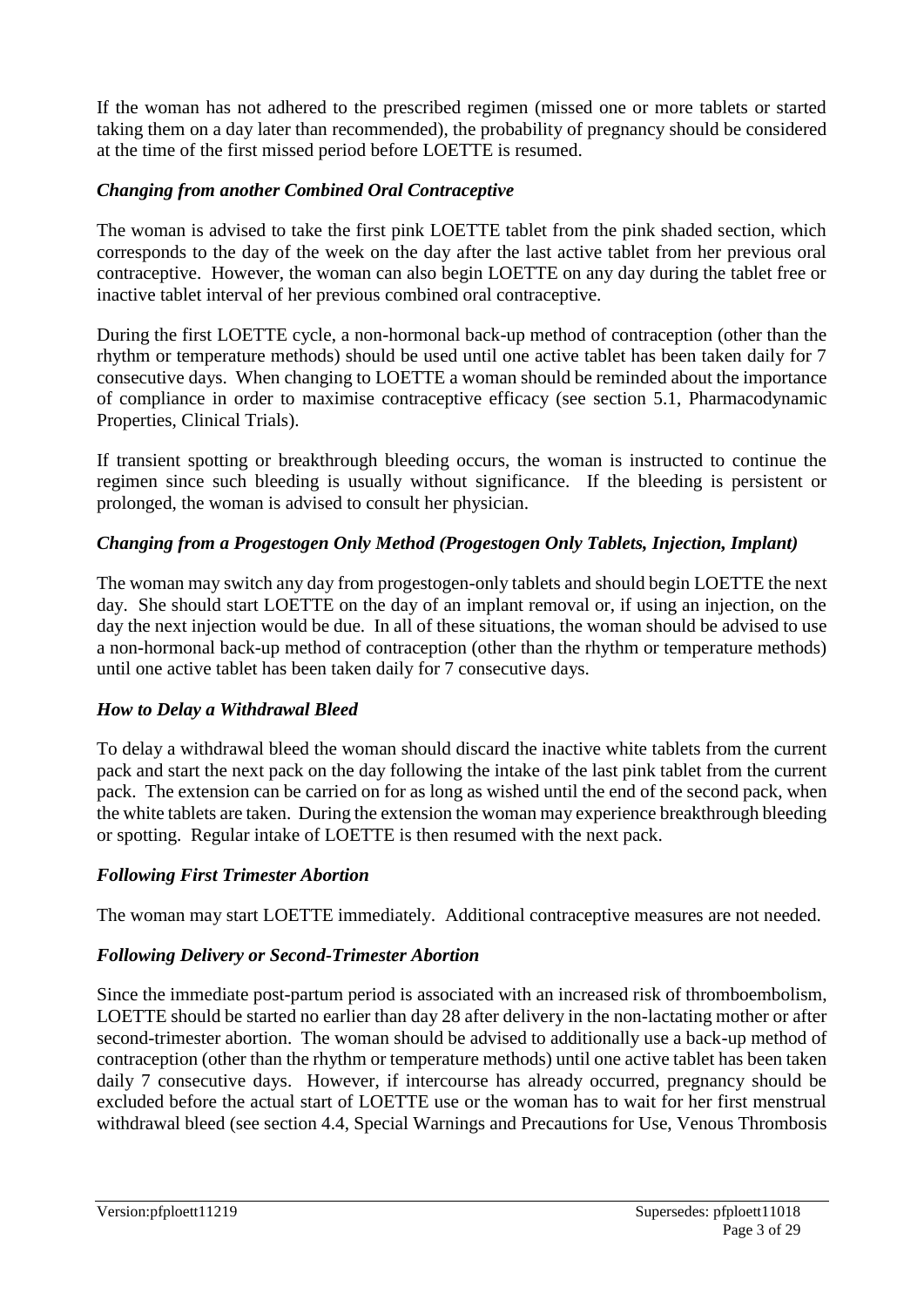If the woman has not adhered to the prescribed regimen (missed one or more tablets or started taking them on a day later than recommended), the probability of pregnancy should be considered at the time of the first missed period before LOETTE is resumed.

### *Changing from another Combined Oral Contraceptive*

The woman is advised to take the first pink LOETTE tablet from the pink shaded section, which corresponds to the day of the week on the day after the last active tablet from her previous oral contraceptive. However, the woman can also begin LOETTE on any day during the tablet free or inactive tablet interval of her previous combined oral contraceptive.

During the first LOETTE cycle, a non-hormonal back-up method of contraception (other than the rhythm or temperature methods) should be used until one active tablet has been taken daily for 7 consecutive days. When changing to LOETTE a woman should be reminded about the importance of compliance in order to maximise contraceptive efficacy (see section 5.1, Pharmacodynamic Properties, Clinical Trials).

If transient spotting or breakthrough bleeding occurs, the woman is instructed to continue the regimen since such bleeding is usually without significance. If the bleeding is persistent or prolonged, the woman is advised to consult her physician.

### *Changing from a Progestogen Only Method (Progestogen Only Tablets, Injection, Implant)*

The woman may switch any day from progestogen-only tablets and should begin LOETTE the next day. She should start LOETTE on the day of an implant removal or, if using an injection, on the day the next injection would be due. In all of these situations, the woman should be advised to use a non-hormonal back-up method of contraception (other than the rhythm or temperature methods) until one active tablet has been taken daily for 7 consecutive days.

### *How to Delay a Withdrawal Bleed*

To delay a withdrawal bleed the woman should discard the inactive white tablets from the current pack and start the next pack on the day following the intake of the last pink tablet from the current pack. The extension can be carried on for as long as wished until the end of the second pack, when the white tablets are taken. During the extension the woman may experience breakthrough bleeding or spotting. Regular intake of LOETTE is then resumed with the next pack.

### *Following First Trimester Abortion*

The woman may start LOETTE immediately. Additional contraceptive measures are not needed.

### *Following Delivery or Second-Trimester Abortion*

Since the immediate post-partum period is associated with an increased risk of thromboembolism, LOETTE should be started no earlier than day 28 after delivery in the non-lactating mother or after second-trimester abortion. The woman should be advised to additionally use a back-up method of contraception (other than the rhythm or temperature methods) until one active tablet has been taken daily 7 consecutive days. However, if intercourse has already occurred, pregnancy should be excluded before the actual start of LOETTE use or the woman has to wait for her first menstrual withdrawal bleed (see section 4.4, Special Warnings and Precautions for Use, Venous Thrombosis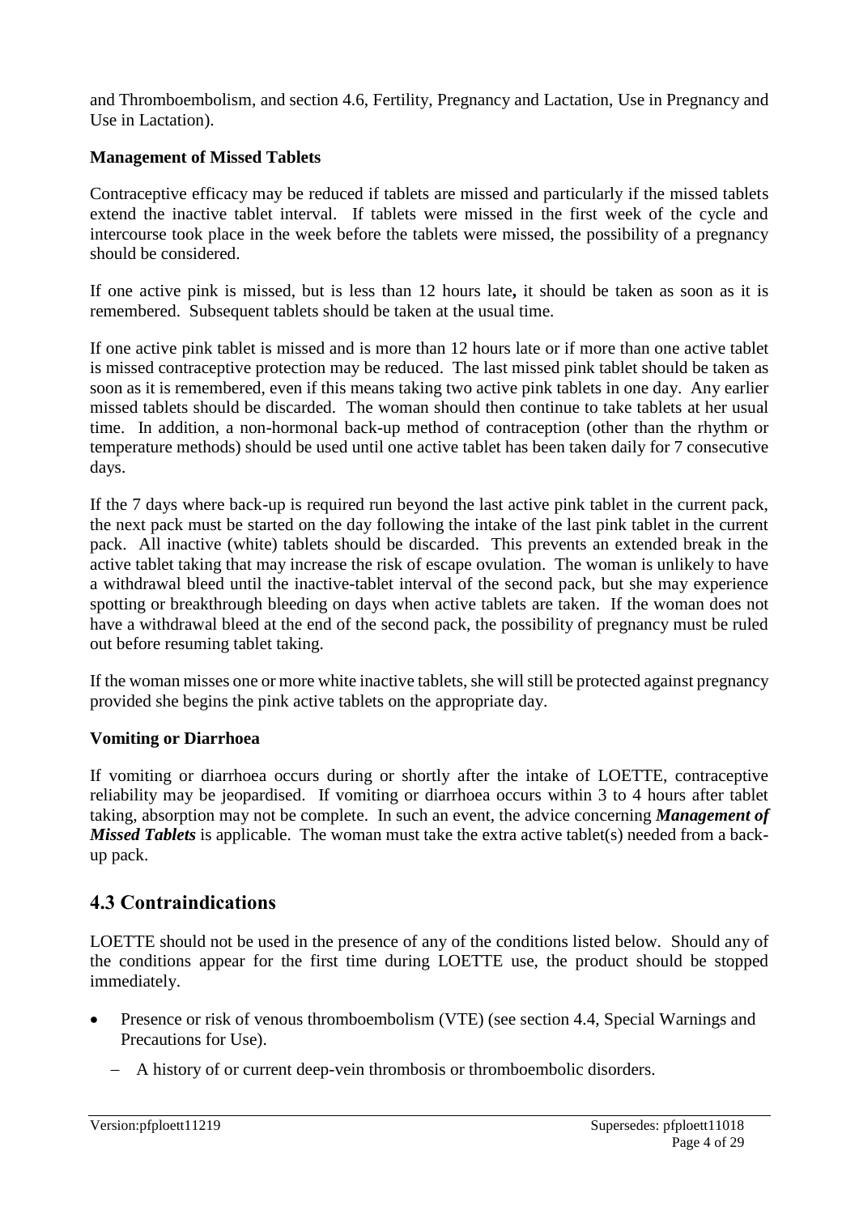and Thromboembolism, and section 4.6, Fertility, Pregnancy and Lactation, Use in Pregnancy and Use in Lactation).

**Management of Missed Tablets**

Contraceptive efficacy may be reduced if tablets are missed and particularly if the missed tablets extend the inactive tablet interval. If tablets were missed in the first week of the cycle and intercourse took place in the week before the tablets were missed, the possibility of a pregnancy should be considered.

If one active pink is missed, but is less than 12 hours late**,** it should be taken as soon as it is remembered. Subsequent tablets should be taken at the usual time.

If one active pink tablet is missed and is more than 12 hours late or if more than one active tablet is missed contraceptive protection may be reduced. The last missed pink tablet should be taken as soon as it is remembered, even if this means taking two active pink tablets in one day. Any earlier missed tablets should be discarded. The woman should then continue to take tablets at her usual time. In addition, a non-hormonal back-up method of contraception (other than the rhythm or temperature methods) should be used until one active tablet has been taken daily for 7 consecutive days.

If the 7 days where back-up is required run beyond the last active pink tablet in the current pack, the next pack must be started on the day following the intake of the last pink tablet in the current pack. All inactive (white) tablets should be discarded. This prevents an extended break in the active tablet taking that may increase the risk of escape ovulation. The woman is unlikely to have a withdrawal bleed until the inactive-tablet interval of the second pack, but she may experience spotting or breakthrough bleeding on days when active tablets are taken. If the woman does not have a withdrawal bleed at the end of the second pack, the possibility of pregnancy must be ruled out before resuming tablet taking.

If the woman misses one or more white inactive tablets, she will still be protected against pregnancy provided she begins the pink active tablets on the appropriate day.

**Vomiting or Diarrhoea**

If vomiting or diarrhoea occurs during or shortly after the intake of LOETTE, contraceptive reliability may be jeopardised. If vomiting or diarrhoea occurs within 3 to 4 hours after tablet taking, absorption may not be complete. In such an event, the advice concerning ***Management of Missed Tablets*** is applicable. The woman must take the extra active tablet(s) needed from a back-up pack.

## 4.3 Contraindications

LOETTE should not be used in the presence of any of the conditions listed below. Should any of the conditions appear for the first time during LOETTE use, the product should be stopped immediately.

- Presence or risk of venous thromboembolism (VTE) (see section 4.4, Special Warnings and Precautions for Use).
  - A history of or current deep-vein thrombosis or thromboembolic disorders.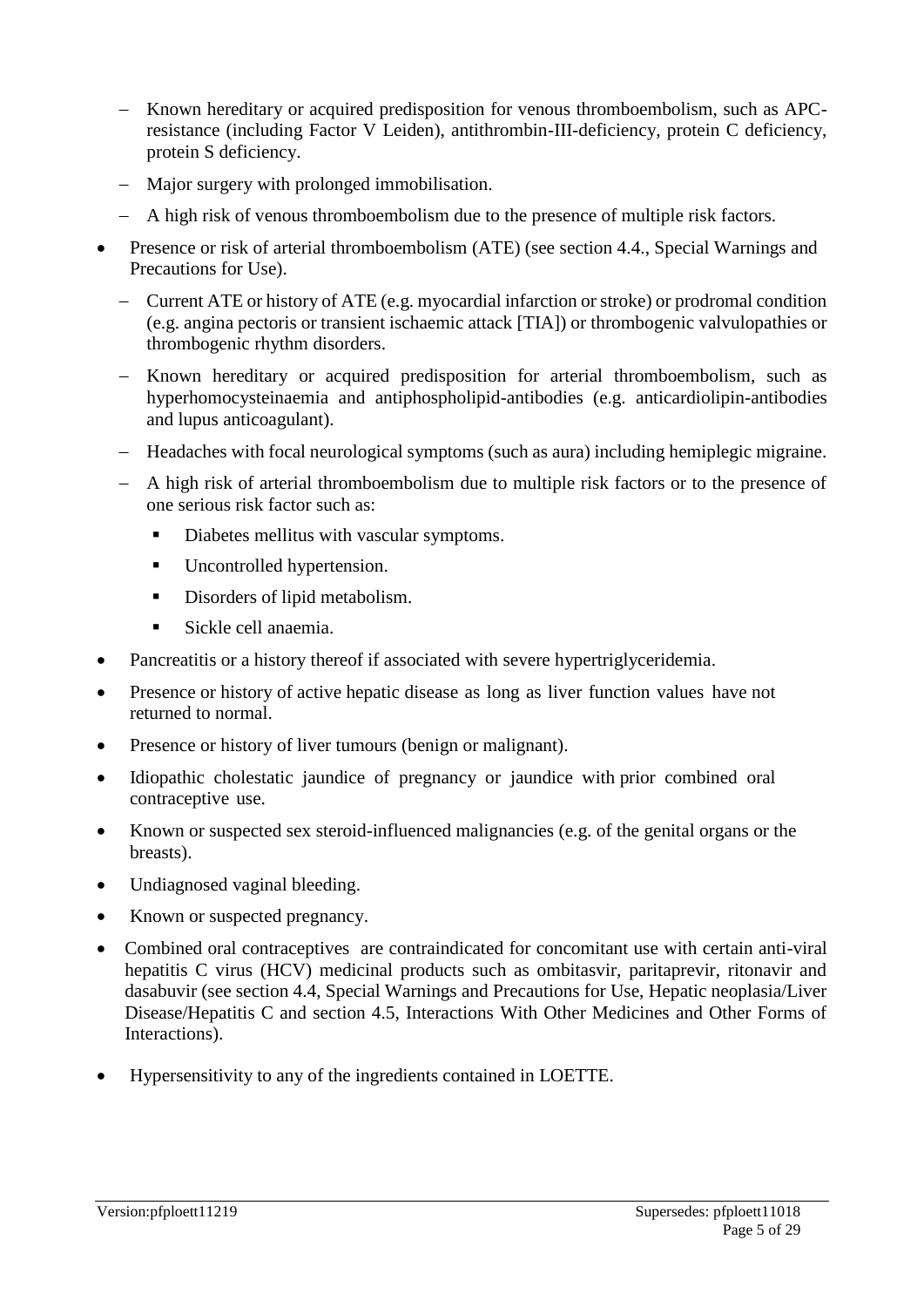- Known hereditary or acquired predisposition for venous thromboembolism, such as APC-resistance (including Factor V Leiden), antithrombin-III-deficiency, protein C deficiency, protein S deficiency.
  - Major surgery with prolonged immobilisation.
  - A high risk of venous thromboembolism due to the presence of multiple risk factors.
- Presence or risk of arterial thromboembolism (ATE) (see section 4.4., Special Warnings and Precautions for Use).
  - Current ATE or history of ATE (e.g. myocardial infarction or stroke) or prodromal condition (e.g. angina pectoris or transient ischaemic attack [TIA]) or thrombogenic valvulopathies or thrombogenic rhythm disorders.
  - Known hereditary or acquired predisposition for arterial thromboembolism, such as hyperhomocysteinaemia and antiphospholipid-antibodies (e.g. anticardiolipin-antibodies and lupus anticoagulant).
  - Headaches with focal neurological symptoms (such as aura) including hemiplegic migraine.
  - A high risk of arterial thromboembolism due to multiple risk factors or to the presence of one serious risk factor such as:
    - Diabetes mellitus with vascular symptoms.
    - Uncontrolled hypertension.
    - Disorders of lipid metabolism.
    - Sickle cell anaemia.
- Pancreatitis or a history thereof if associated with severe hypertriglyceridemia.
- Presence or history of active hepatic disease as long as liver function values have not returned to normal.
- Presence or history of liver tumours (benign or malignant).
- Idiopathic cholestatic jaundice of pregnancy or jaundice with prior combined oral contraceptive use.
- Known or suspected sex steroid-influenced malignancies (e.g. of the genital organs or the breasts).
- Undiagnosed vaginal bleeding.
- Known or suspected pregnancy.
- Combined oral contraceptives are contraindicated for concomitant use with certain anti-viral hepatitis C virus (HCV) medicinal products such as ombitasvir, paritaprevir, ritonavir and dasabuvir (see section 4.4, Special Warnings and Precautions for Use, Hepatic neoplasia/Liver Disease/Hepatitis C and section 4.5, Interactions With Other Medicines and Other Forms of Interactions).
- Hypersensitivity to any of the ingredients contained in LOETTE.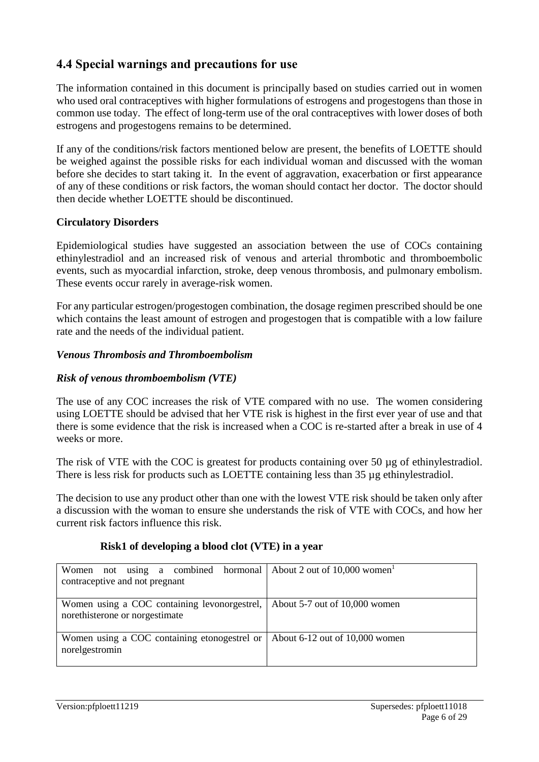## 4.4 Special warnings and precautions for use

The information contained in this document is principally based on studies carried out in women who used oral contraceptives with higher formulations of estrogens and progestogens than those in common use today. The effect of long-term use of the oral contraceptives with lower doses of both estrogens and progestogens remains to be determined.

If any of the conditions/risk factors mentioned below are present, the benefits of LOETTE should be weighed against the possible risks for each individual woman and discussed with the woman before she decides to start taking it. In the event of aggravation, exacerbation or first appearance of any of these conditions or risk factors, the woman should contact her doctor. The doctor should then decide whether LOETTE should be discontinued.

**Circulatory Disorders**

Epidemiological studies have suggested an association between the use of COCs containing ethinylestradiol and an increased risk of venous and arterial thrombotic and thromboembolic events, such as myocardial infarction, stroke, deep venous thrombosis, and pulmonary embolism. These events occur rarely in average-risk women.

For any particular estrogen/progestogen combination, the dosage regimen prescribed should be one which contains the least amount of estrogen and progestogen that is compatible with a low failure rate and the needs of the individual patient.

***Venous Thrombosis and Thromboembolism***

***Risk of venous thromboembolism (VTE)***

The use of any COC increases the risk of VTE compared with no use. The women considering using LOETTE should be advised that her VTE risk is highest in the first ever year of use and that there is some evidence that the risk is increased when a COC is re-started after a break in use of 4 weeks or more.

The risk of VTE with the COC is greatest for products containing over 50 µg of ethinylestradiol. There is less risk for products such as LOETTE containing less than 35 µg ethinylestradiol.

The decision to use any product other than one with the lowest VTE risk should be taken only after a discussion with the woman to ensure she understands the risk of VTE with COCs, and how her current risk factors influence this risk.

**Risk1 of developing a blood clot (VTE) in a year**

| | |
|---|---|
| Women not using a combined hormonal contraceptive and not pregnant | About 2 out of 10,000 women[1] |
| Women using a COC containing levonorgestrel, norethisterone or norgestimate | About 5-7 out of 10,000 women |
| Women using a COC containing etonogestrel or norelgestromin | About 6-12 out of 10,000 women |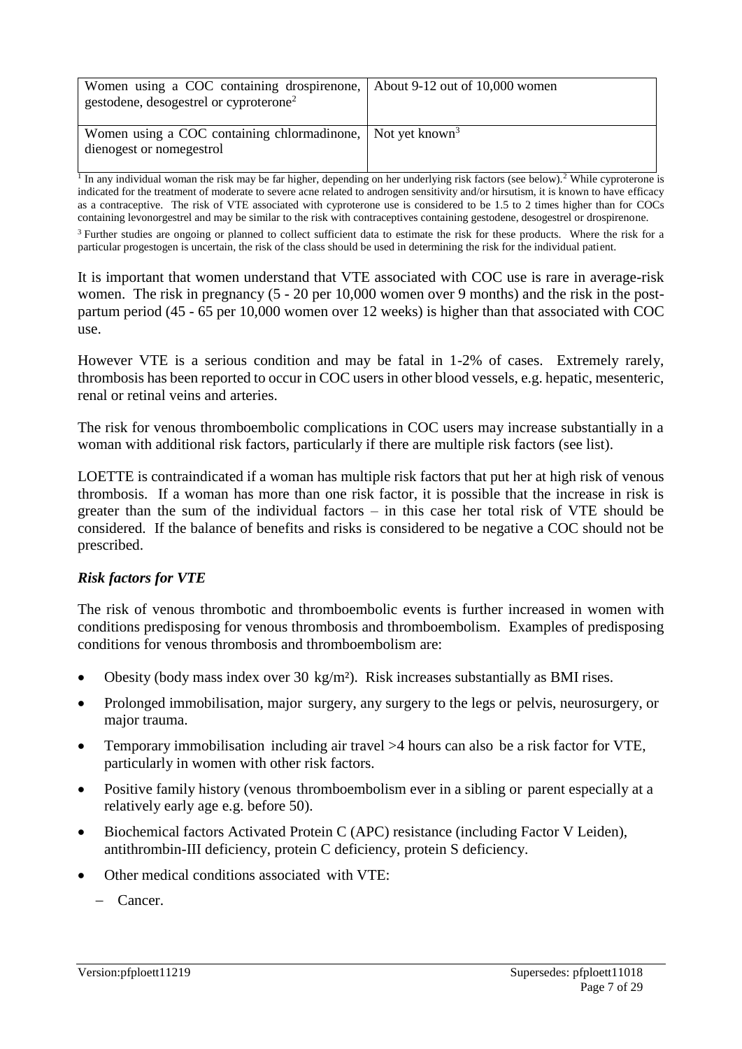| Women using a COC containing drospirenone, gestodene, desogestrel or cyproterone[2] | About 9-12 out of 10,000 women |
| --- | --- |
| Women using a COC containing chlormadinone, dienogest or nomegestrol | Not yet known[3] |

[1] In any individual woman the risk may be far higher, depending on her underlying risk factors (see below).[2] While cyproterone is indicated for the treatment of moderate to severe acne related to androgen sensitivity and/or hirsutism, it is known to have efficacy as a contraceptive. The risk of VTE associated with cyproterone use is considered to be 1.5 to 2 times higher than for COCs containing levonorgestrel and may be similar to the risk with contraceptives containing gestodene, desogestrel or drospirenone.

[3] Further studies are ongoing or planned to collect sufficient data to estimate the risk for these products. Where the risk for a particular progestogen is uncertain, the risk of the class should be used in determining the risk for the individual patient.

It is important that women understand that VTE associated with COC use is rare in average-risk women. The risk in pregnancy (5 - 20 per 10,000 women over 9 months) and the risk in the post-partum period (45 - 65 per 10,000 women over 12 weeks) is higher than that associated with COC use.

However VTE is a serious condition and may be fatal in 1-2% of cases. Extremely rarely, thrombosis has been reported to occur in COC users in other blood vessels, e.g. hepatic, mesenteric, renal or retinal veins and arteries.

The risk for venous thromboembolic complications in COC users may increase substantially in a woman with additional risk factors, particularly if there are multiple risk factors (see list).

LOETTE is contraindicated if a woman has multiple risk factors that put her at high risk of venous thrombosis. If a woman has more than one risk factor, it is possible that the increase in risk is greater than the sum of the individual factors – in this case her total risk of VTE should be considered. If the balance of benefits and risks is considered to be negative a COC should not be prescribed.

***Risk factors for VTE***

The risk of venous thrombotic and thromboembolic events is further increased in women with conditions predisposing for venous thrombosis and thromboembolism. Examples of predisposing conditions for venous thrombosis and thromboembolism are:

- Obesity (body mass index over 30 kg/m²). Risk increases substantially as BMI rises.
- Prolonged immobilisation, major surgery, any surgery to the legs or pelvis, neurosurgery, or major trauma.
- Temporary immobilisation including air travel >4 hours can also be a risk factor for VTE, particularly in women with other risk factors.
- Positive family history (venous thromboembolism ever in a sibling or parent especially at a relatively early age e.g. before 50).
- Biochemical factors Activated Protein C (APC) resistance (including Factor V Leiden), antithrombin-III deficiency, protein C deficiency, protein S deficiency.
- Other medical conditions associated with VTE:
  - Cancer.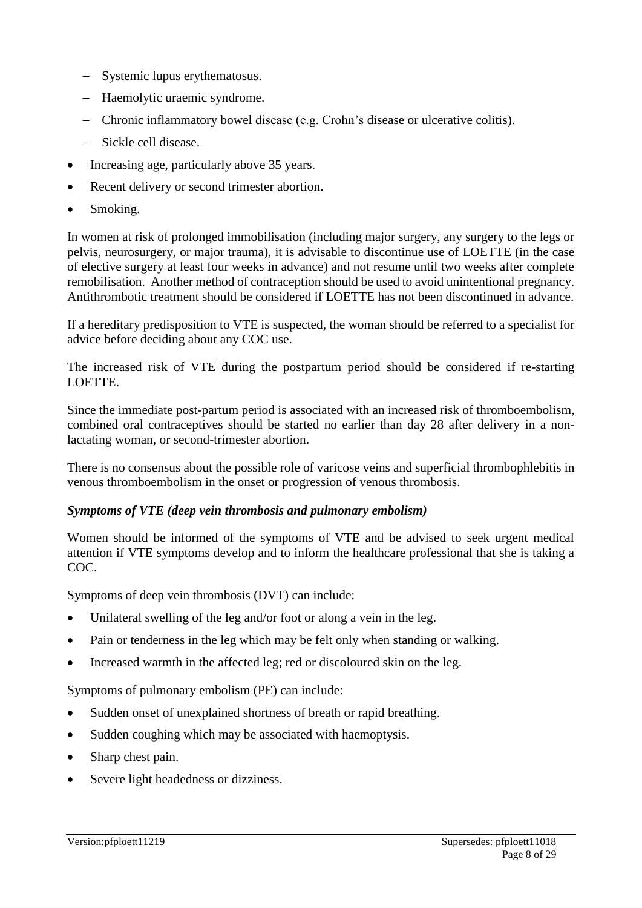- Systemic lupus erythematosus.
  - Haemolytic uraemic syndrome.
  - Chronic inflammatory bowel disease (e.g. Crohn's disease or ulcerative colitis).
  - Sickle cell disease.
- Increasing age, particularly above 35 years.
- Recent delivery or second trimester abortion.
- Smoking.

In women at risk of prolonged immobilisation (including major surgery, any surgery to the legs or pelvis, neurosurgery, or major trauma), it is advisable to discontinue use of LOETTE (in the case of elective surgery at least four weeks in advance) and not resume until two weeks after complete remobilisation. Another method of contraception should be used to avoid unintentional pregnancy. Antithrombotic treatment should be considered if LOETTE has not been discontinued in advance.

If a hereditary predisposition to VTE is suspected, the woman should be referred to a specialist for advice before deciding about any COC use.

The increased risk of VTE during the postpartum period should be considered if re-starting LOETTE.

Since the immediate post-partum period is associated with an increased risk of thromboembolism, combined oral contraceptives should be started no earlier than day 28 after delivery in a non-lactating woman, or second-trimester abortion.

There is no consensus about the possible role of varicose veins and superficial thrombophlebitis in venous thromboembolism in the onset or progression of venous thrombosis.

***Symptoms of VTE (deep vein thrombosis and pulmonary embolism)***

Women should be informed of the symptoms of VTE and be advised to seek urgent medical attention if VTE symptoms develop and to inform the healthcare professional that she is taking a COC.

Symptoms of deep vein thrombosis (DVT) can include:

- Unilateral swelling of the leg and/or foot or along a vein in the leg.
- Pain or tenderness in the leg which may be felt only when standing or walking.
- Increased warmth in the affected leg; red or discoloured skin on the leg.

Symptoms of pulmonary embolism (PE) can include:

- Sudden onset of unexplained shortness of breath or rapid breathing.
- Sudden coughing which may be associated with haemoptysis.
- Sharp chest pain.
- Severe light headedness or dizziness.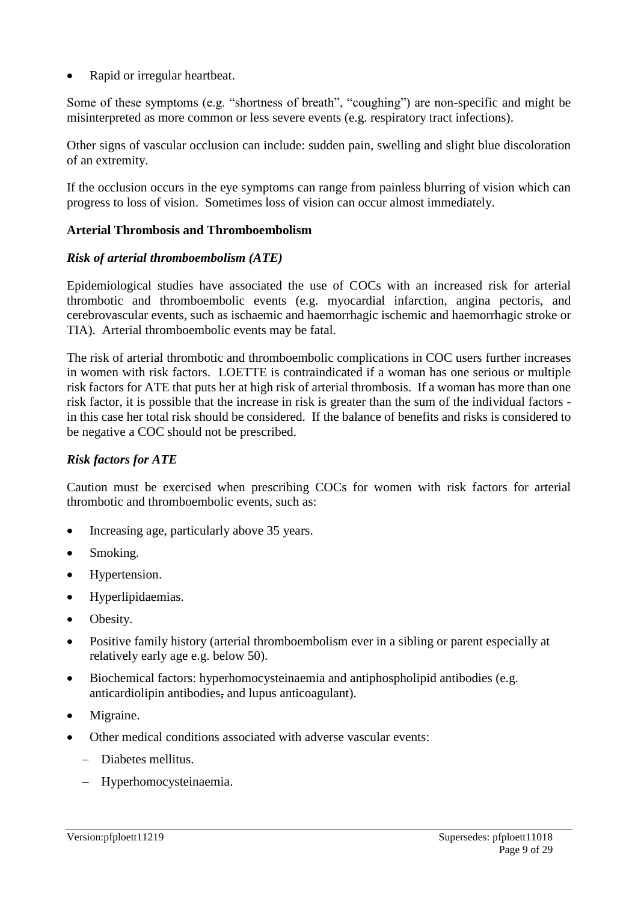- Rapid or irregular heartbeat.

Some of these symptoms (e.g. "shortness of breath", "coughing") are non-specific and might be misinterpreted as more common or less severe events (e.g. respiratory tract infections).

Other signs of vascular occlusion can include: sudden pain, swelling and slight blue discoloration of an extremity.

If the occlusion occurs in the eye symptoms can range from painless blurring of vision which can progress to loss of vision. Sometimes loss of vision can occur almost immediately.

**Arterial Thrombosis and Thromboembolism**

***Risk of arterial thromboembolism (ATE)***

Epidemiological studies have associated the use of COCs with an increased risk for arterial thrombotic and thromboembolic events (e.g. myocardial infarction, angina pectoris, and cerebrovascular events, such as ischaemic and haemorrhagic ischemic and haemorrhagic stroke or TIA). Arterial thromboembolic events may be fatal.

The risk of arterial thrombotic and thromboembolic complications in COC users further increases in women with risk factors. LOETTE is contraindicated if a woman has one serious or multiple risk factors for ATE that puts her at high risk of arterial thrombosis. If a woman has more than one risk factor, it is possible that the increase in risk is greater than the sum of the individual factors - in this case her total risk should be considered. If the balance of benefits and risks is considered to be negative a COC should not be prescribed.

***Risk factors for ATE***

Caution must be exercised when prescribing COCs for women with risk factors for arterial thrombotic and thromboembolic events, such as:

- Increasing age, particularly above 35 years.
- Smoking.
- Hypertension.
- Hyperlipidaemias.
- Obesity.
- Positive family history (arterial thromboembolism ever in a sibling or parent especially at relatively early age e.g. below 50).
- Biochemical factors: hyperhomocysteinaemia and antiphospholipid antibodies (e.g. anticardiolipin antibodies, and lupus anticoagulant).
- Migraine.
- Other medical conditions associated with adverse vascular events:
  - Diabetes mellitus.
  - Hyperhomocysteinaemia.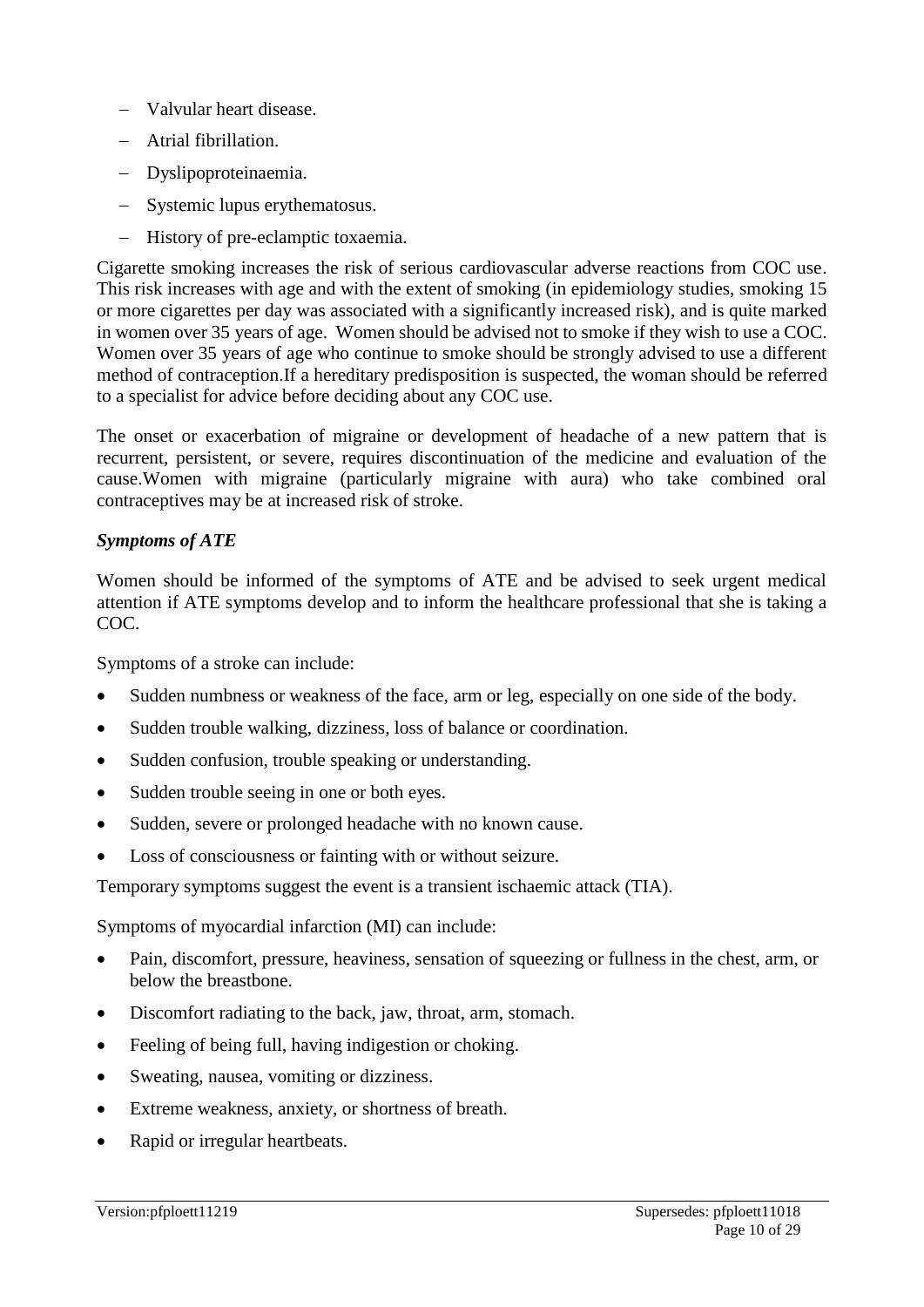- Valvular heart disease.
- Atrial fibrillation.
- Dyslipoproteinaemia.
- Systemic lupus erythematosus.
- History of pre-eclamptic toxaemia.

Cigarette smoking increases the risk of serious cardiovascular adverse reactions from COC use. This risk increases with age and with the extent of smoking (in epidemiology studies, smoking 15 or more cigarettes per day was associated with a significantly increased risk), and is quite marked in women over 35 years of age. Women should be advised not to smoke if they wish to use a COC. Women over 35 years of age who continue to smoke should be strongly advised to use a different method of contraception.If a hereditary predisposition is suspected, the woman should be referred to a specialist for advice before deciding about any COC use.

The onset or exacerbation of migraine or development of headache of a new pattern that is recurrent, persistent, or severe, requires discontinuation of the medicine and evaluation of the cause.Women with migraine (particularly migraine with aura) who take combined oral contraceptives may be at increased risk of stroke.

***Symptoms of ATE***

Women should be informed of the symptoms of ATE and be advised to seek urgent medical attention if ATE symptoms develop and to inform the healthcare professional that she is taking a COC.

Symptoms of a stroke can include:

- Sudden numbness or weakness of the face, arm or leg, especially on one side of the body.
- Sudden trouble walking, dizziness, loss of balance or coordination.
- Sudden confusion, trouble speaking or understanding.
- Sudden trouble seeing in one or both eyes.
- Sudden, severe or prolonged headache with no known cause.
- Loss of consciousness or fainting with or without seizure.

Temporary symptoms suggest the event is a transient ischaemic attack (TIA).

Symptoms of myocardial infarction (MI) can include:

- Pain, discomfort, pressure, heaviness, sensation of squeezing or fullness in the chest, arm, or below the breastbone.
- Discomfort radiating to the back, jaw, throat, arm, stomach.
- Feeling of being full, having indigestion or choking.
- Sweating, nausea, vomiting or dizziness.
- Extreme weakness, anxiety, or shortness of breath.
- Rapid or irregular heartbeats.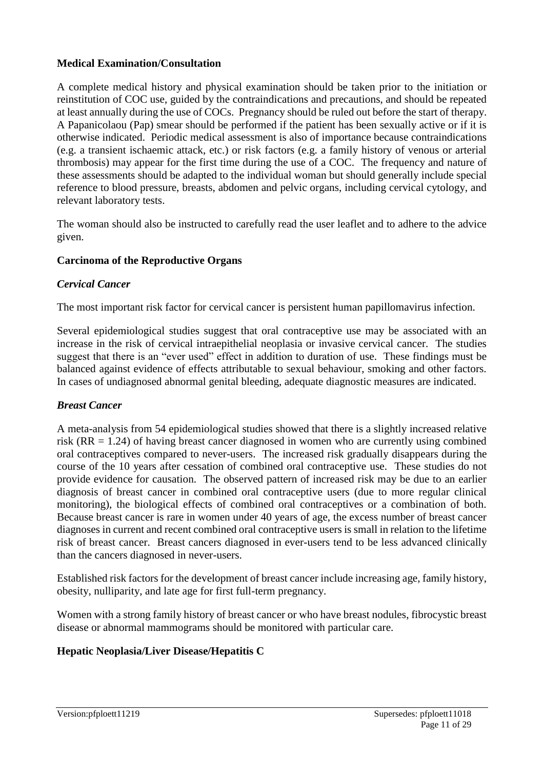**Medical Examination/Consultation**

A complete medical history and physical examination should be taken prior to the initiation or reinstitution of COC use, guided by the contraindications and precautions, and should be repeated at least annually during the use of COCs. Pregnancy should be ruled out before the start of therapy. A Papanicolaou (Pap) smear should be performed if the patient has been sexually active or if it is otherwise indicated. Periodic medical assessment is also of importance because contraindications (e.g. a transient ischaemic attack, etc.) or risk factors (e.g. a family history of venous or arterial thrombosis) may appear for the first time during the use of a COC. The frequency and nature of these assessments should be adapted to the individual woman but should generally include special reference to blood pressure, breasts, abdomen and pelvic organs, including cervical cytology, and relevant laboratory tests.

The woman should also be instructed to carefully read the user leaflet and to adhere to the advice given.

**Carcinoma of the Reproductive Organs**

***Cervical Cancer***

The most important risk factor for cervical cancer is persistent human papillomavirus infection.

Several epidemiological studies suggest that oral contraceptive use may be associated with an increase in the risk of cervical intraepithelial neoplasia or invasive cervical cancer. The studies suggest that there is an "ever used" effect in addition to duration of use. These findings must be balanced against evidence of effects attributable to sexual behaviour, smoking and other factors. In cases of undiagnosed abnormal genital bleeding, adequate diagnostic measures are indicated.

***Breast Cancer***

A meta-analysis from 54 epidemiological studies showed that there is a slightly increased relative risk (RR = 1.24) of having breast cancer diagnosed in women who are currently using combined oral contraceptives compared to never-users. The increased risk gradually disappears during the course of the 10 years after cessation of combined oral contraceptive use. These studies do not provide evidence for causation. The observed pattern of increased risk may be due to an earlier diagnosis of breast cancer in combined oral contraceptive users (due to more regular clinical monitoring), the biological effects of combined oral contraceptives or a combination of both. Because breast cancer is rare in women under 40 years of age, the excess number of breast cancer diagnoses in current and recent combined oral contraceptive users is small in relation to the lifetime risk of breast cancer. Breast cancers diagnosed in ever-users tend to be less advanced clinically than the cancers diagnosed in never-users.

Established risk factors for the development of breast cancer include increasing age, family history, obesity, nulliparity, and late age for first full-term pregnancy.

Women with a strong family history of breast cancer or who have breast nodules, fibrocystic breast disease or abnormal mammograms should be monitored with particular care.

**Hepatic Neoplasia/Liver Disease/Hepatitis C**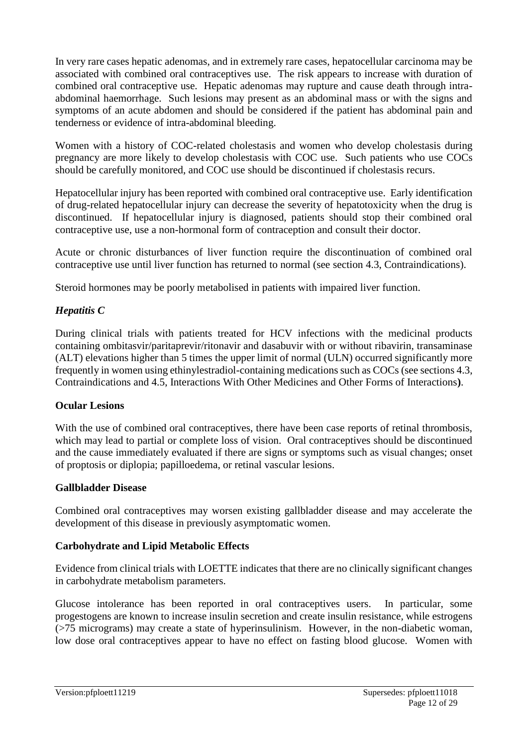In very rare cases hepatic adenomas, and in extremely rare cases, hepatocellular carcinoma may be associated with combined oral contraceptives use. The risk appears to increase with duration of combined oral contraceptive use. Hepatic adenomas may rupture and cause death through intra-abdominal haemorrhage. Such lesions may present as an abdominal mass or with the signs and symptoms of an acute abdomen and should be considered if the patient has abdominal pain and tenderness or evidence of intra-abdominal bleeding.

Women with a history of COC-related cholestasis and women who develop cholestasis during pregnancy are more likely to develop cholestasis with COC use. Such patients who use COCs should be carefully monitored, and COC use should be discontinued if cholestasis recurs.

Hepatocellular injury has been reported with combined oral contraceptive use. Early identification of drug-related hepatocellular injury can decrease the severity of hepatotoxicity when the drug is discontinued. If hepatocellular injury is diagnosed, patients should stop their combined oral contraceptive use, use a non-hormonal form of contraception and consult their doctor.

Acute or chronic disturbances of liver function require the discontinuation of combined oral contraceptive use until liver function has returned to normal (see section 4.3, Contraindications).

Steroid hormones may be poorly metabolised in patients with impaired liver function.

### *Hepatitis C*

During clinical trials with patients treated for HCV infections with the medicinal products containing ombitasvir/paritaprevir/ritonavir and dasabuvir with or without ribavirin, transaminase (ALT) elevations higher than 5 times the upper limit of normal (ULN) occurred significantly more frequently in women using ethinylestradiol-containing medications such as COCs (see sections 4.3, Contraindications and 4.5, Interactions With Other Medicines and Other Forms of Interactions**)**.

### **Ocular Lesions**

With the use of combined oral contraceptives, there have been case reports of retinal thrombosis, which may lead to partial or complete loss of vision. Oral contraceptives should be discontinued and the cause immediately evaluated if there are signs or symptoms such as visual changes; onset of proptosis or diplopia; papilloedema, or retinal vascular lesions.

### **Gallbladder Disease**

Combined oral contraceptives may worsen existing gallbladder disease and may accelerate the development of this disease in previously asymptomatic women.

### **Carbohydrate and Lipid Metabolic Effects**

Evidence from clinical trials with LOETTE indicates that there are no clinically significant changes in carbohydrate metabolism parameters.

Glucose intolerance has been reported in oral contraceptives users. In particular, some progestogens are known to increase insulin secretion and create insulin resistance, while estrogens (>75 micrograms) may create a state of hyperinsulinism. However, in the non-diabetic woman, low dose oral contraceptives appear to have no effect on fasting blood glucose. Women with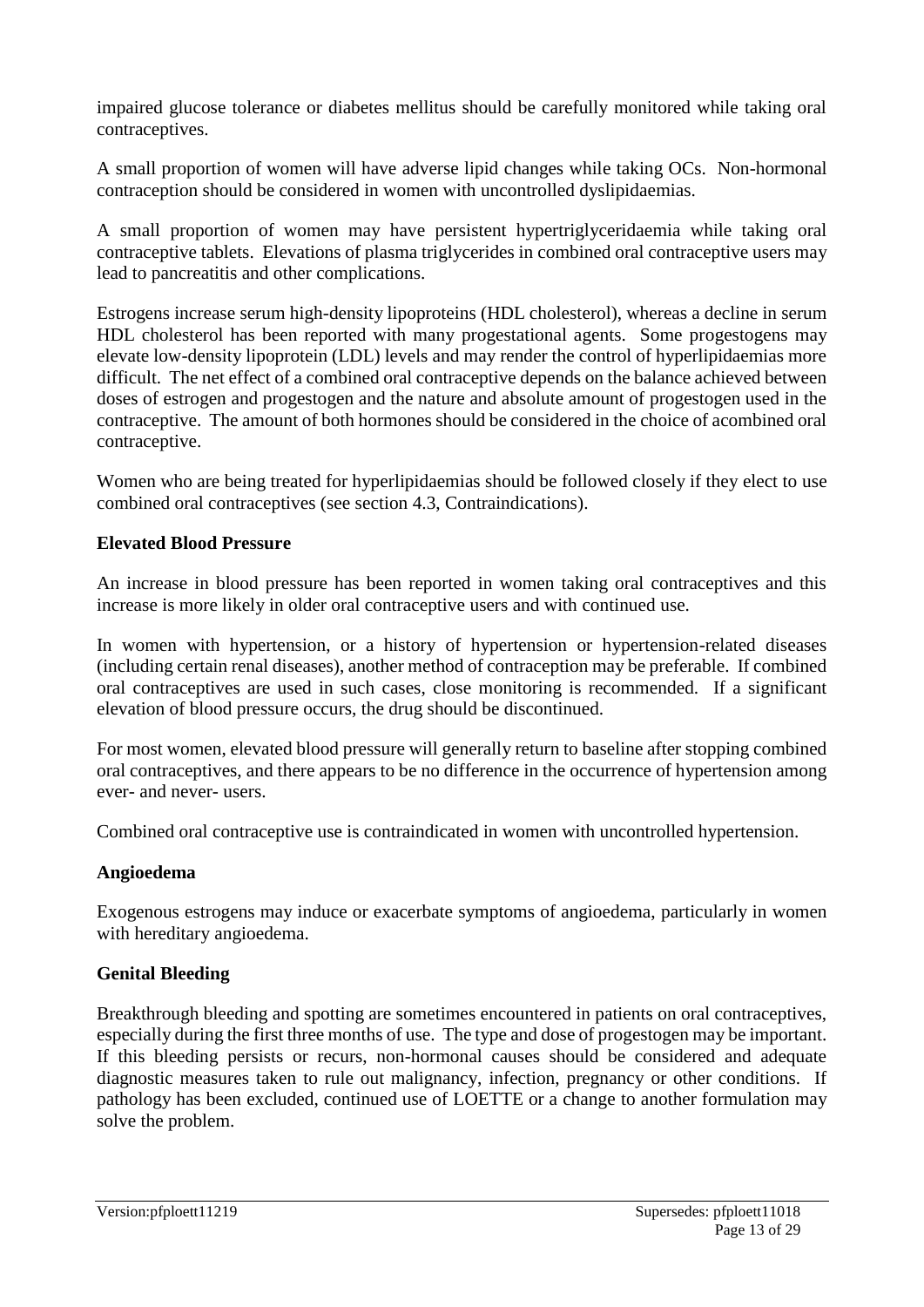impaired glucose tolerance or diabetes mellitus should be carefully monitored while taking oral contraceptives.

A small proportion of women will have adverse lipid changes while taking OCs. Non-hormonal contraception should be considered in women with uncontrolled dyslipidaemias.

A small proportion of women may have persistent hypertriglyceridaemia while taking oral contraceptive tablets. Elevations of plasma triglycerides in combined oral contraceptive users may lead to pancreatitis and other complications.

Estrogens increase serum high-density lipoproteins (HDL cholesterol), whereas a decline in serum HDL cholesterol has been reported with many progestational agents. Some progestogens may elevate low-density lipoprotein (LDL) levels and may render the control of hyperlipidaemias more difficult. The net effect of a combined oral contraceptive depends on the balance achieved between doses of estrogen and progestogen and the nature and absolute amount of progestogen used in the contraceptive. The amount of both hormones should be considered in the choice of acombined oral contraceptive.

Women who are being treated for hyperlipidaemias should be followed closely if they elect to use combined oral contraceptives (see section 4.3, Contraindications).

**Elevated Blood Pressure**

An increase in blood pressure has been reported in women taking oral contraceptives and this increase is more likely in older oral contraceptive users and with continued use.

In women with hypertension, or a history of hypertension or hypertension-related diseases (including certain renal diseases), another method of contraception may be preferable. If combined oral contraceptives are used in such cases, close monitoring is recommended. If a significant elevation of blood pressure occurs, the drug should be discontinued.

For most women, elevated blood pressure will generally return to baseline after stopping combined oral contraceptives, and there appears to be no difference in the occurrence of hypertension among ever- and never- users.

Combined oral contraceptive use is contraindicated in women with uncontrolled hypertension.

**Angioedema**

Exogenous estrogens may induce or exacerbate symptoms of angioedema, particularly in women with hereditary angioedema.

**Genital Bleeding**

Breakthrough bleeding and spotting are sometimes encountered in patients on oral contraceptives, especially during the first three months of use. The type and dose of progestogen may be important. If this bleeding persists or recurs, non-hormonal causes should be considered and adequate diagnostic measures taken to rule out malignancy, infection, pregnancy or other conditions. If pathology has been excluded, continued use of LOETTE or a change to another formulation may solve the problem.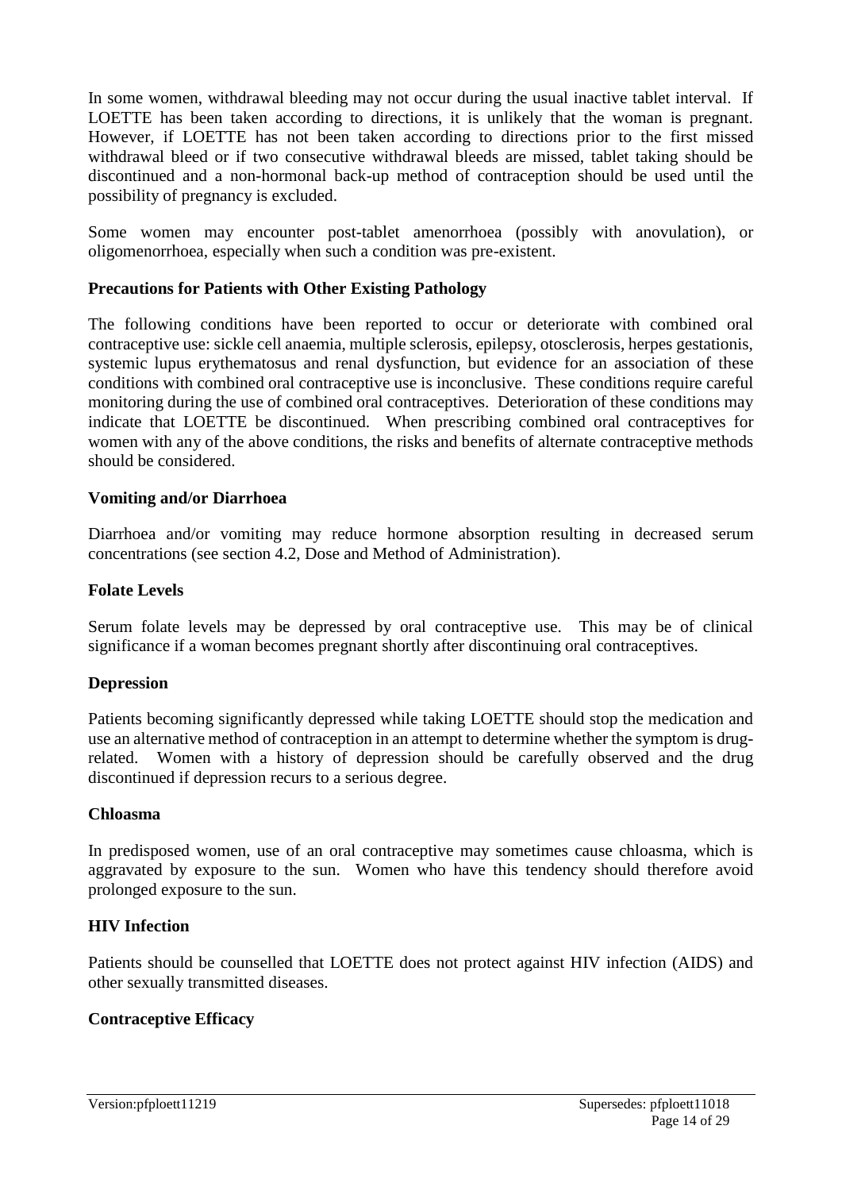In some women, withdrawal bleeding may not occur during the usual inactive tablet interval. If LOETTE has been taken according to directions, it is unlikely that the woman is pregnant. However, if LOETTE has not been taken according to directions prior to the first missed withdrawal bleed or if two consecutive withdrawal bleeds are missed, tablet taking should be discontinued and a non-hormonal back-up method of contraception should be used until the possibility of pregnancy is excluded.

Some women may encounter post-tablet amenorrhoea (possibly with anovulation), or oligomenorrhoea, especially when such a condition was pre-existent.

### Precautions for Patients with Other Existing Pathology

The following conditions have been reported to occur or deteriorate with combined oral contraceptive use: sickle cell anaemia, multiple sclerosis, epilepsy, otosclerosis, herpes gestationis, systemic lupus erythematosus and renal dysfunction, but evidence for an association of these conditions with combined oral contraceptive use is inconclusive. These conditions require careful monitoring during the use of combined oral contraceptives. Deterioration of these conditions may indicate that LOETTE be discontinued. When prescribing combined oral contraceptives for women with any of the above conditions, the risks and benefits of alternate contraceptive methods should be considered.

### Vomiting and/or Diarrhoea

Diarrhoea and/or vomiting may reduce hormone absorption resulting in decreased serum concentrations (see section 4.2, Dose and Method of Administration).

### Folate Levels

Serum folate levels may be depressed by oral contraceptive use. This may be of clinical significance if a woman becomes pregnant shortly after discontinuing oral contraceptives.

### Depression

Patients becoming significantly depressed while taking LOETTE should stop the medication and use an alternative method of contraception in an attempt to determine whether the symptom is drug-related. Women with a history of depression should be carefully observed and the drug discontinued if depression recurs to a serious degree.

### Chloasma

In predisposed women, use of an oral contraceptive may sometimes cause chloasma, which is aggravated by exposure to the sun. Women who have this tendency should therefore avoid prolonged exposure to the sun.

### HIV Infection

Patients should be counselled that LOETTE does not protect against HIV infection (AIDS) and other sexually transmitted diseases.

### Contraceptive Efficacy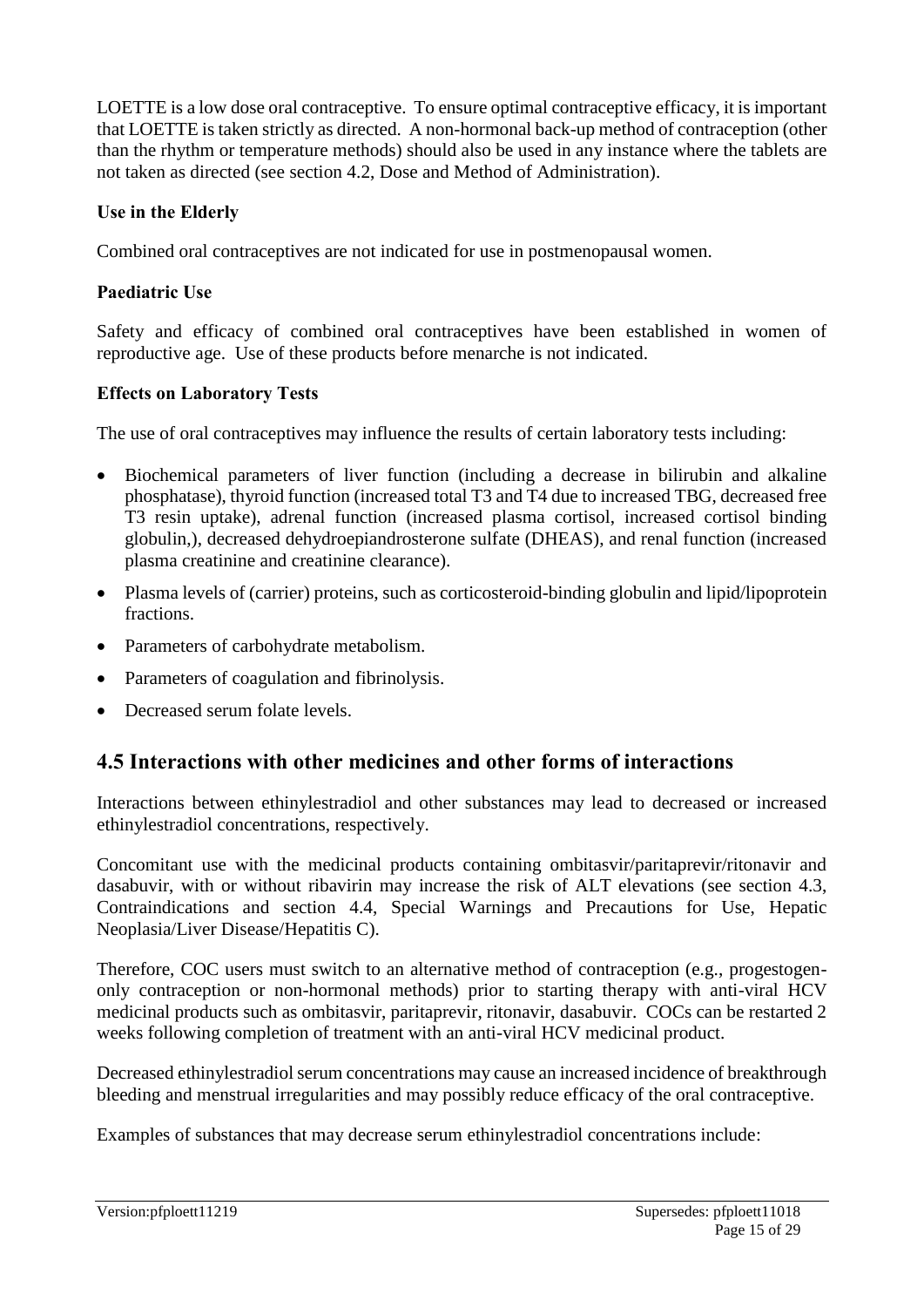LOETTE is a low dose oral contraceptive. To ensure optimal contraceptive efficacy, it is important that LOETTE is taken strictly as directed. A non-hormonal back-up method of contraception (other than the rhythm or temperature methods) should also be used in any instance where the tablets are not taken as directed (see section 4.2, Dose and Method of Administration).

**Use in the Elderly**

Combined oral contraceptives are not indicated for use in postmenopausal women.

**Paediatric Use**

Safety and efficacy of combined oral contraceptives have been established in women of reproductive age. Use of these products before menarche is not indicated.

**Effects on Laboratory Tests**

The use of oral contraceptives may influence the results of certain laboratory tests including:

- Biochemical parameters of liver function (including a decrease in bilirubin and alkaline phosphatase), thyroid function (increased total T3 and T4 due to increased TBG, decreased free T3 resin uptake), adrenal function (increased plasma cortisol, increased cortisol binding globulin,), decreased dehydroepiandrosterone sulfate (DHEAS), and renal function (increased plasma creatinine and creatinine clearance).
- Plasma levels of (carrier) proteins, such as corticosteroid-binding globulin and lipid/lipoprotein fractions.
- Parameters of carbohydrate metabolism.
- Parameters of coagulation and fibrinolysis.
- Decreased serum folate levels.

## 4.5 Interactions with other medicines and other forms of interactions

Interactions between ethinylestradiol and other substances may lead to decreased or increased ethinylestradiol concentrations, respectively.

Concomitant use with the medicinal products containing ombitasvir/paritaprevir/ritonavir and dasabuvir, with or without ribavirin may increase the risk of ALT elevations (see section 4.3, Contraindications and section 4.4, Special Warnings and Precautions for Use, Hepatic Neoplasia/Liver Disease/Hepatitis C).

Therefore, COC users must switch to an alternative method of contraception (e.g., progestogen-only contraception or non-hormonal methods) prior to starting therapy with anti-viral HCV medicinal products such as ombitasvir, paritaprevir, ritonavir, dasabuvir. COCs can be restarted 2 weeks following completion of treatment with an anti-viral HCV medicinal product.

Decreased ethinylestradiol serum concentrations may cause an increased incidence of breakthrough bleeding and menstrual irregularities and may possibly reduce efficacy of the oral contraceptive.

Examples of substances that may decrease serum ethinylestradiol concentrations include: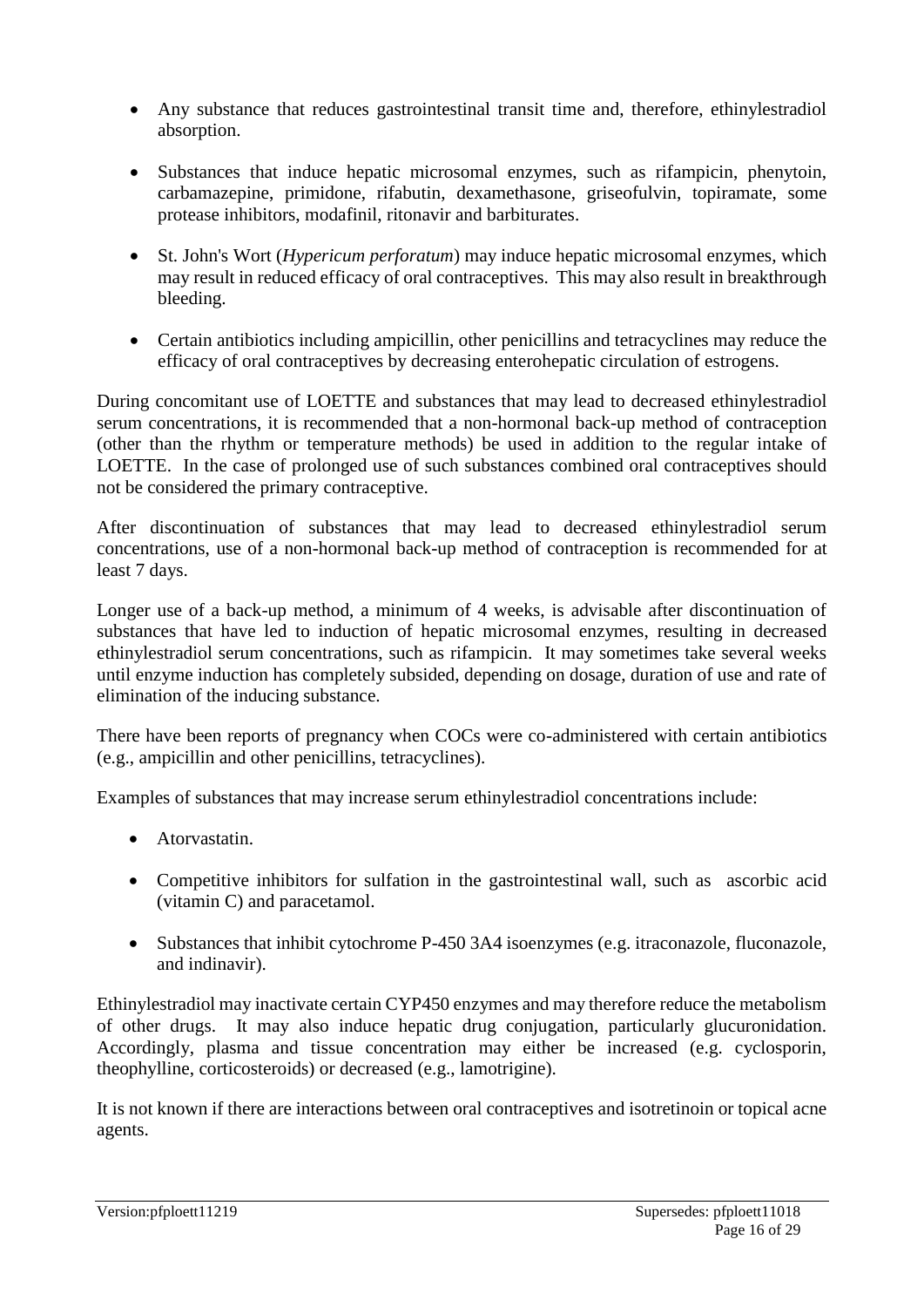- Any substance that reduces gastrointestinal transit time and, therefore, ethinylestradiol absorption.
- Substances that induce hepatic microsomal enzymes, such as rifampicin, phenytoin, carbamazepine, primidone, rifabutin, dexamethasone, griseofulvin, topiramate, some protease inhibitors, modafinil, ritonavir and barbiturates.
- St. John's Wort (*Hypericum perforatum*) may induce hepatic microsomal enzymes, which may result in reduced efficacy of oral contraceptives. This may also result in breakthrough bleeding.
- Certain antibiotics including ampicillin, other penicillins and tetracyclines may reduce the efficacy of oral contraceptives by decreasing enterohepatic circulation of estrogens.

During concomitant use of LOETTE and substances that may lead to decreased ethinylestradiol serum concentrations, it is recommended that a non-hormonal back-up method of contraception (other than the rhythm or temperature methods) be used in addition to the regular intake of LOETTE. In the case of prolonged use of such substances combined oral contraceptives should not be considered the primary contraceptive.

After discontinuation of substances that may lead to decreased ethinylestradiol serum concentrations, use of a non-hormonal back-up method of contraception is recommended for at least 7 days.

Longer use of a back-up method, a minimum of 4 weeks, is advisable after discontinuation of substances that have led to induction of hepatic microsomal enzymes, resulting in decreased ethinylestradiol serum concentrations, such as rifampicin. It may sometimes take several weeks until enzyme induction has completely subsided, depending on dosage, duration of use and rate of elimination of the inducing substance.

There have been reports of pregnancy when COCs were co-administered with certain antibiotics (e.g., ampicillin and other penicillins, tetracyclines).

Examples of substances that may increase serum ethinylestradiol concentrations include:

- Atorvastatin.
- Competitive inhibitors for sulfation in the gastrointestinal wall, such as ascorbic acid (vitamin C) and paracetamol.
- Substances that inhibit cytochrome P-450 3A4 isoenzymes (e.g. itraconazole, fluconazole, and indinavir).

Ethinylestradiol may inactivate certain CYP450 enzymes and may therefore reduce the metabolism of other drugs. It may also induce hepatic drug conjugation, particularly glucuronidation. Accordingly, plasma and tissue concentration may either be increased (e.g. cyclosporin, theophylline, corticosteroids) or decreased (e.g., lamotrigine).

It is not known if there are interactions between oral contraceptives and isotretinoin or topical acne agents.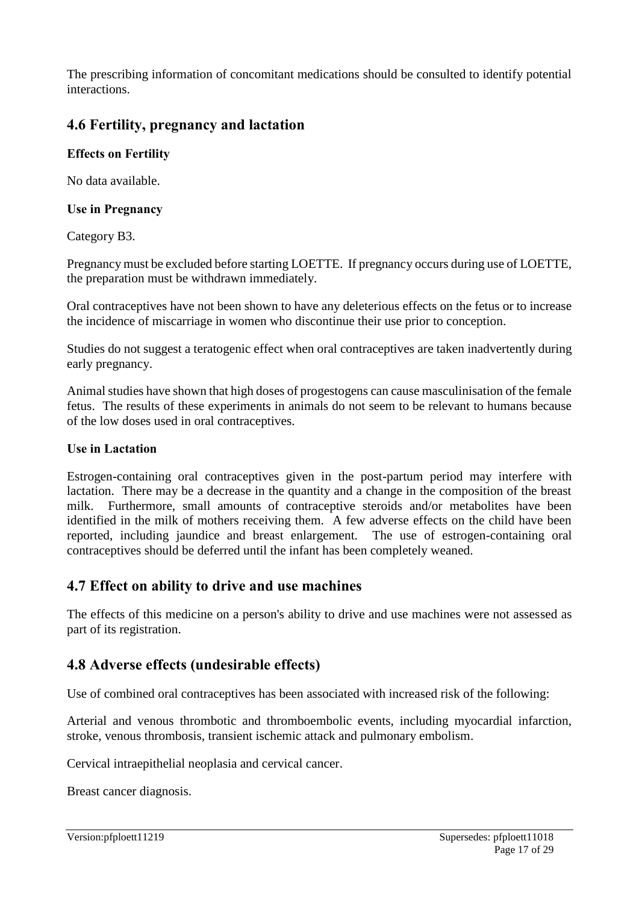The prescribing information of concomitant medications should be consulted to identify potential interactions.

## 4.6 Fertility, pregnancy and lactation

**Effects on Fertility**

No data available.

**Use in Pregnancy**

Category B3.

Pregnancy must be excluded before starting LOETTE. If pregnancy occurs during use of LOETTE, the preparation must be withdrawn immediately.

Oral contraceptives have not been shown to have any deleterious effects on the fetus or to increase the incidence of miscarriage in women who discontinue their use prior to conception.

Studies do not suggest a teratogenic effect when oral contraceptives are taken inadvertently during early pregnancy.

Animal studies have shown that high doses of progestogens can cause masculinisation of the female fetus. The results of these experiments in animals do not seem to be relevant to humans because of the low doses used in oral contraceptives.

**Use in Lactation**

Estrogen-containing oral contraceptives given in the post-partum period may interfere with lactation. There may be a decrease in the quantity and a change in the composition of the breast milk. Furthermore, small amounts of contraceptive steroids and/or metabolites have been identified in the milk of mothers receiving them. A few adverse effects on the child have been reported, including jaundice and breast enlargement. The use of estrogen-containing oral contraceptives should be deferred until the infant has been completely weaned.

## 4.7 Effect on ability to drive and use machines

The effects of this medicine on a person's ability to drive and use machines were not assessed as part of its registration.

## 4.8 Adverse effects (undesirable effects)

Use of combined oral contraceptives has been associated with increased risk of the following:

Arterial and venous thrombotic and thromboembolic events, including myocardial infarction, stroke, venous thrombosis, transient ischemic attack and pulmonary embolism.

Cervical intraepithelial neoplasia and cervical cancer.

Breast cancer diagnosis.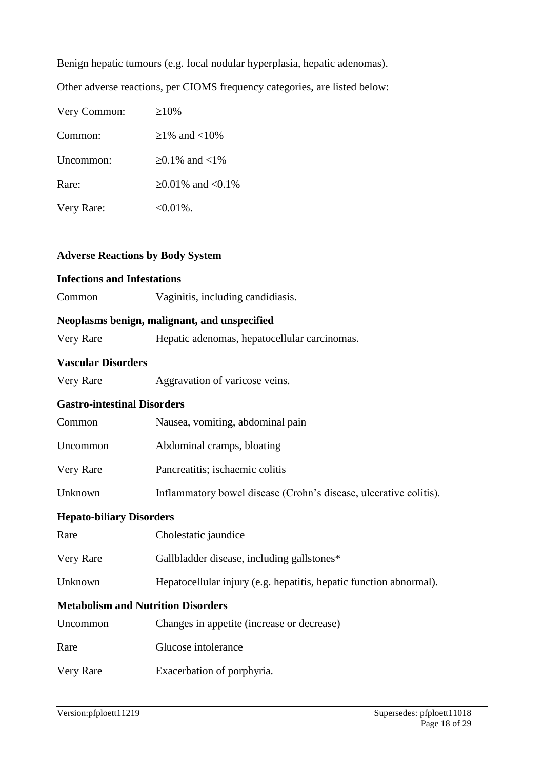Benign hepatic tumours (e.g. focal nodular hyperplasia, hepatic adenomas).

Other adverse reactions, per CIOMS frequency categories, are listed below:

| | |
|---|---|
| Very Common: | ≥10% |
| Common: | ≥1% and <10% |
| Uncommon: | ≥0.1% and <1% |
| Rare: | ≥0.01% and <0.1% |
| Very Rare: | <0.01%. |

**Adverse Reactions by Body System**

**Infections and Infestations**

| | |
|---|---|
| Common | Vaginitis, including candidiasis. |

**Neoplasms benign, malignant, and unspecified**

| | |
|---|---|
| Very Rare | Hepatic adenomas, hepatocellular carcinomas. |

**Vascular Disorders**

| | |
|---|---|
| Very Rare | Aggravation of varicose veins. |

**Gastro-intestinal Disorders**

| | |
|---|---|
| Common | Nausea, vomiting, abdominal pain |
| Uncommon | Abdominal cramps, bloating |
| Very Rare | Pancreatitis; ischaemic colitis |
| Unknown | Inflammatory bowel disease (Crohn's disease, ulcerative colitis). |

**Hepato-biliary Disorders**

| | |
|---|---|
| Rare | Cholestatic jaundice |
| Very Rare | Gallbladder disease, including gallstones* |
| Unknown | Hepatocellular injury (e.g. hepatitis, hepatic function abnormal). |

**Metabolism and Nutrition Disorders**

| | |
|---|---|
| Uncommon | Changes in appetite (increase or decrease) |
| Rare | Glucose intolerance |
| Very Rare | Exacerbation of porphyria. |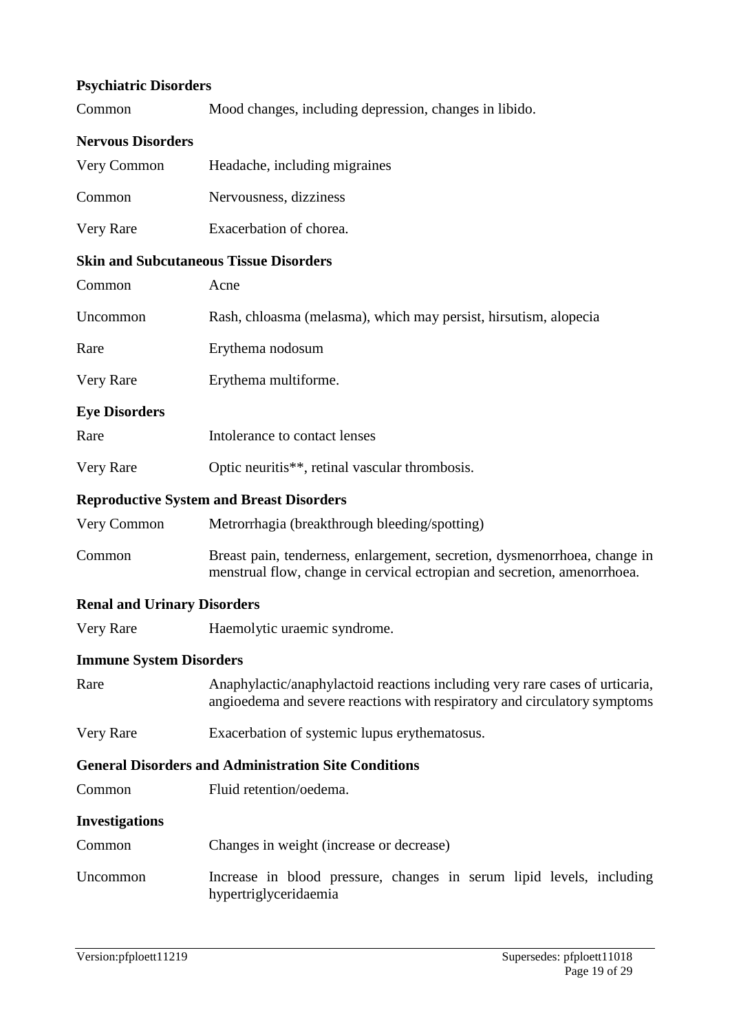**Psychiatric Disorders**

| | |
|---|---|
| Common | Mood changes, including depression, changes in libido. |

**Nervous Disorders**

| | |
|---|---|
| Very Common | Headache, including migraines |
| Common | Nervousness, dizziness |
| Very Rare | Exacerbation of chorea. |

**Skin and Subcutaneous Tissue Disorders**

| | |
|---|---|
| Common | Acne |
| Uncommon | Rash, chloasma (melasma), which may persist, hirsutism, alopecia |
| Rare | Erythema nodosum |
| Very Rare | Erythema multiforme. |

**Eye Disorders**

| | |
|---|---|
| Rare | Intolerance to contact lenses |
| Very Rare | Optic neuritis**, retinal vascular thrombosis. |

**Reproductive System and Breast Disorders**

| | |
|---|---|
| Very Common | Metrorrhagia (breakthrough bleeding/spotting) |
| Common | Breast pain, tenderness, enlargement, secretion, dysmenorrhoea, change in menstrual flow, change in cervical ectropian and secretion, amenorrhoea. |

**Renal and Urinary Disorders**

| | |
|---|---|
| Very Rare | Haemolytic uraemic syndrome. |

**Immune System Disorders**

| | |
|---|---|
| Rare | Anaphylactic/anaphylactoid reactions including very rare cases of urticaria, angioedema and severe reactions with respiratory and circulatory symptoms |
| Very Rare | Exacerbation of systemic lupus erythematosus. |

**General Disorders and Administration Site Conditions**

| | |
|---|---|
| Common | Fluid retention/oedema. |

**Investigations**

| | |
|---|---|
| Common | Changes in weight (increase or decrease) |
| Uncommon | Increase in blood pressure, changes in serum lipid levels, including hypertriglyceridaemia |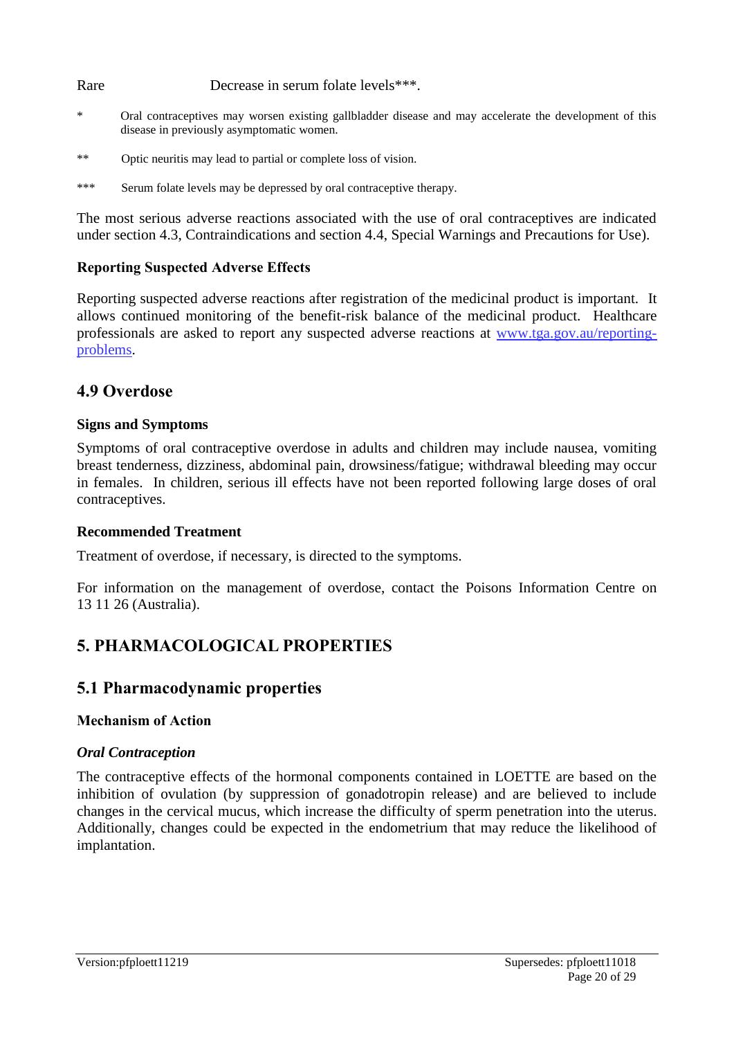| Rare | Decrease in serum folate levels***. |
|---|---|

\* Oral contraceptives may worsen existing gallbladder disease and may accelerate the development of this disease in previously asymptomatic women.

** Optic neuritis may lead to partial or complete loss of vision.

*** Serum folate levels may be depressed by oral contraceptive therapy.

The most serious adverse reactions associated with the use of oral contraceptives are indicated under section 4.3, Contraindications and section 4.4, Special Warnings and Precautions for Use).

**Reporting Suspected Adverse Effects**

Reporting suspected adverse reactions after registration of the medicinal product is important. It allows continued monitoring of the benefit-risk balance of the medicinal product. Healthcare professionals are asked to report any suspected adverse reactions at [www.tga.gov.au/reporting-problems](http://www.tga.gov.au/reporting-problems).

## 4.9 Overdose

**Signs and Symptoms**

Symptoms of oral contraceptive overdose in adults and children may include nausea, vomiting breast tenderness, dizziness, abdominal pain, drowsiness/fatigue; withdrawal bleeding may occur in females. In children, serious ill effects have not been reported following large doses of oral contraceptives.

**Recommended Treatment**

Treatment of overdose, if necessary, is directed to the symptoms.

For information on the management of overdose, contact the Poisons Information Centre on 13 11 26 (Australia).

# 5. PHARMACOLOGICAL PROPERTIES

## 5.1 Pharmacodynamic properties

**Mechanism of Action**

***Oral Contraception***

The contraceptive effects of the hormonal components contained in LOETTE are based on the inhibition of ovulation (by suppression of gonadotropin release) and are believed to include changes in the cervical mucus, which increase the difficulty of sperm penetration into the uterus. Additionally, changes could be expected in the endometrium that may reduce the likelihood of implantation.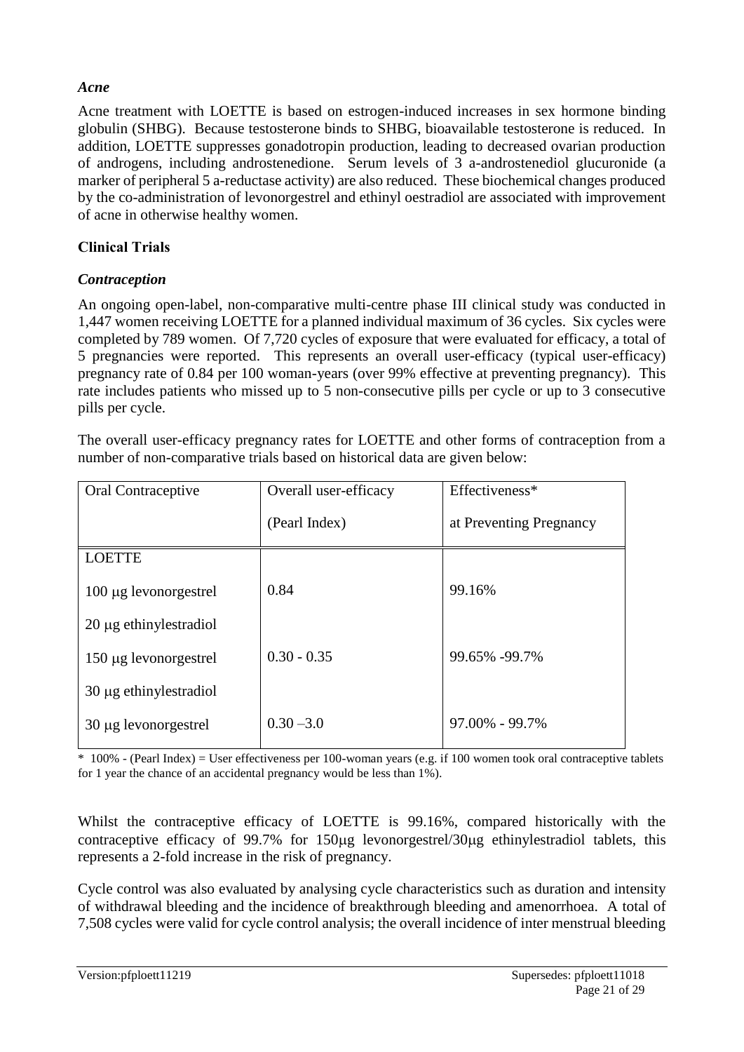### *Acne*

Acne treatment with LOETTE is based on estrogen-induced increases in sex hormone binding globulin (SHBG). Because testosterone binds to SHBG, bioavailable testosterone is reduced. In addition, LOETTE suppresses gonadotropin production, leading to decreased ovarian production of androgens, including androstenedione. Serum levels of 3 a-androstenediol glucuronide (a marker of peripheral 5 a-reductase activity) are also reduced. These biochemical changes produced by the co-administration of levonorgestrel and ethinyl oestradiol are associated with improvement of acne in otherwise healthy women.

## Clinical Trials

### *Contraception*

An ongoing open-label, non-comparative multi-centre phase III clinical study was conducted in 1,447 women receiving LOETTE for a planned individual maximum of 36 cycles. Six cycles were completed by 789 women. Of 7,720 cycles of exposure that were evaluated for efficacy, a total of 5 pregnancies were reported. This represents an overall user-efficacy (typical user-efficacy) pregnancy rate of 0.84 per 100 woman-years (over 99% effective at preventing pregnancy). This rate includes patients who missed up to 5 non-consecutive pills per cycle or up to 3 consecutive pills per cycle.

The overall user-efficacy pregnancy rates for LOETTE and other forms of contraception from a number of non-comparative trials based on historical data are given below:

| Oral Contraceptive | Overall user-efficacy (Pearl Index) | Effectiveness* at Preventing Pregnancy |
|---|---|---|
| LOETTE<br>100 μg levonorgestrel<br>20 μg ethinylestradiol | 0.84 | 99.16% |
| 150 μg levonorgestrel<br>30 μg ethinylestradiol | 0.30 - 0.35 | 99.65% -99.7% |
| 30 μg levonorgestrel | 0.30 –3.0 | 97.00% - 99.7% |

\* 100% - (Pearl Index) = User effectiveness per 100-woman years (e.g. if 100 women took oral contraceptive tablets for 1 year the chance of an accidental pregnancy would be less than 1%).

Whilst the contraceptive efficacy of LOETTE is 99.16%, compared historically with the contraceptive efficacy of 99.7% for 150μg levonorgestrel/30μg ethinylestradiol tablets, this represents a 2-fold increase in the risk of pregnancy.

Cycle control was also evaluated by analysing cycle characteristics such as duration and intensity of withdrawal bleeding and the incidence of breakthrough bleeding and amenorrhoea. A total of 7,508 cycles were valid for cycle control analysis; the overall incidence of inter menstrual bleeding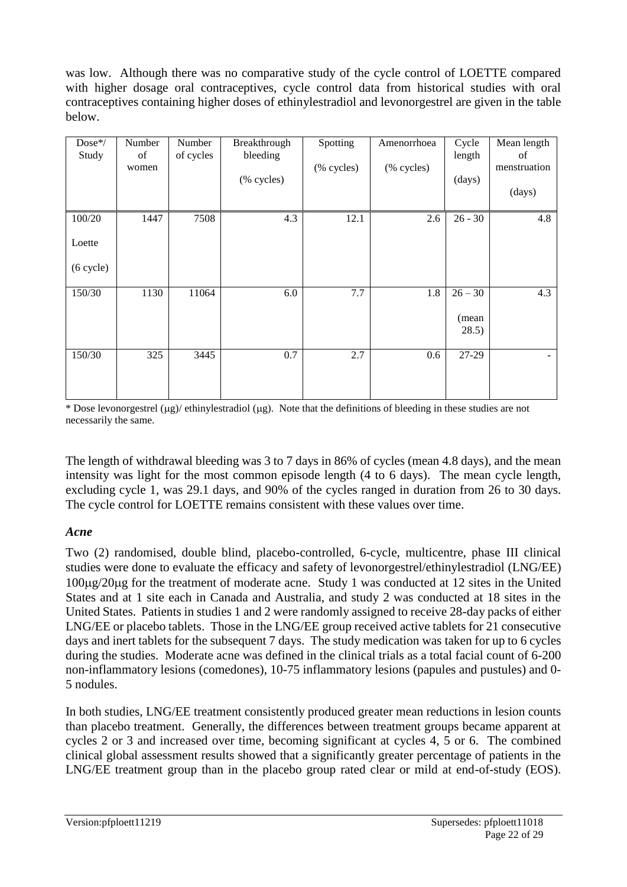was low. Although there was no comparative study of the cycle control of LOETTE compared with higher dosage oral contraceptives, cycle control data from historical studies with oral contraceptives containing higher doses of ethinylestradiol and levonorgestrel are given in the table below.

| Dose*/ Study | Number of women | Number of cycles | Breakthrough bleeding (% cycles) | Spotting (% cycles) | Amenorrhoea (% cycles) | Cycle length (days) | Mean length of menstruation (days) |
|---|---|---|---|---|---|---|---|
| 100/20 Loette (6 cycle) | 1447 | 7508 | 4.3 | 12.1 | 2.6 | 26 - 30 | 4.8 |
| 150/30 | 1130 | 11064 | 6.0 | 7.7 | 1.8 | 26 – 30 (mean 28.5) | 4.3 |
| 150/30 | 325 | 3445 | 0.7 | 2.7 | 0.6 | 27-29 | - |

\* Dose levonorgestrel (μg)/ ethinylestradiol (μg). Note that the definitions of bleeding in these studies are not necessarily the same.

The length of withdrawal bleeding was 3 to 7 days in 86% of cycles (mean 4.8 days), and the mean intensity was light for the most common episode length (4 to 6 days). The mean cycle length, excluding cycle 1, was 29.1 days, and 90% of the cycles ranged in duration from 26 to 30 days. The cycle control for LOETTE remains consistent with these values over time.

### *Acne*

Two (2) randomised, double blind, placebo-controlled, 6-cycle, multicentre, phase III clinical studies were done to evaluate the efficacy and safety of levonorgestrel/ethinylestradiol (LNG/EE) 100μg/20μg for the treatment of moderate acne. Study 1 was conducted at 12 sites in the United States and at 1 site each in Canada and Australia, and study 2 was conducted at 18 sites in the United States. Patients in studies 1 and 2 were randomly assigned to receive 28-day packs of either LNG/EE or placebo tablets. Those in the LNG/EE group received active tablets for 21 consecutive days and inert tablets for the subsequent 7 days. The study medication was taken for up to 6 cycles during the studies. Moderate acne was defined in the clinical trials as a total facial count of 6-200 non-inflammatory lesions (comedones), 10-75 inflammatory lesions (papules and pustules) and 0-5 nodules.

In both studies, LNG/EE treatment consistently produced greater mean reductions in lesion counts than placebo treatment. Generally, the differences between treatment groups became apparent at cycles 2 or 3 and increased over time, becoming significant at cycles 4, 5 or 6. The combined clinical global assessment results showed that a significantly greater percentage of patients in the LNG/EE treatment group than in the placebo group rated clear or mild at end-of-study (EOS).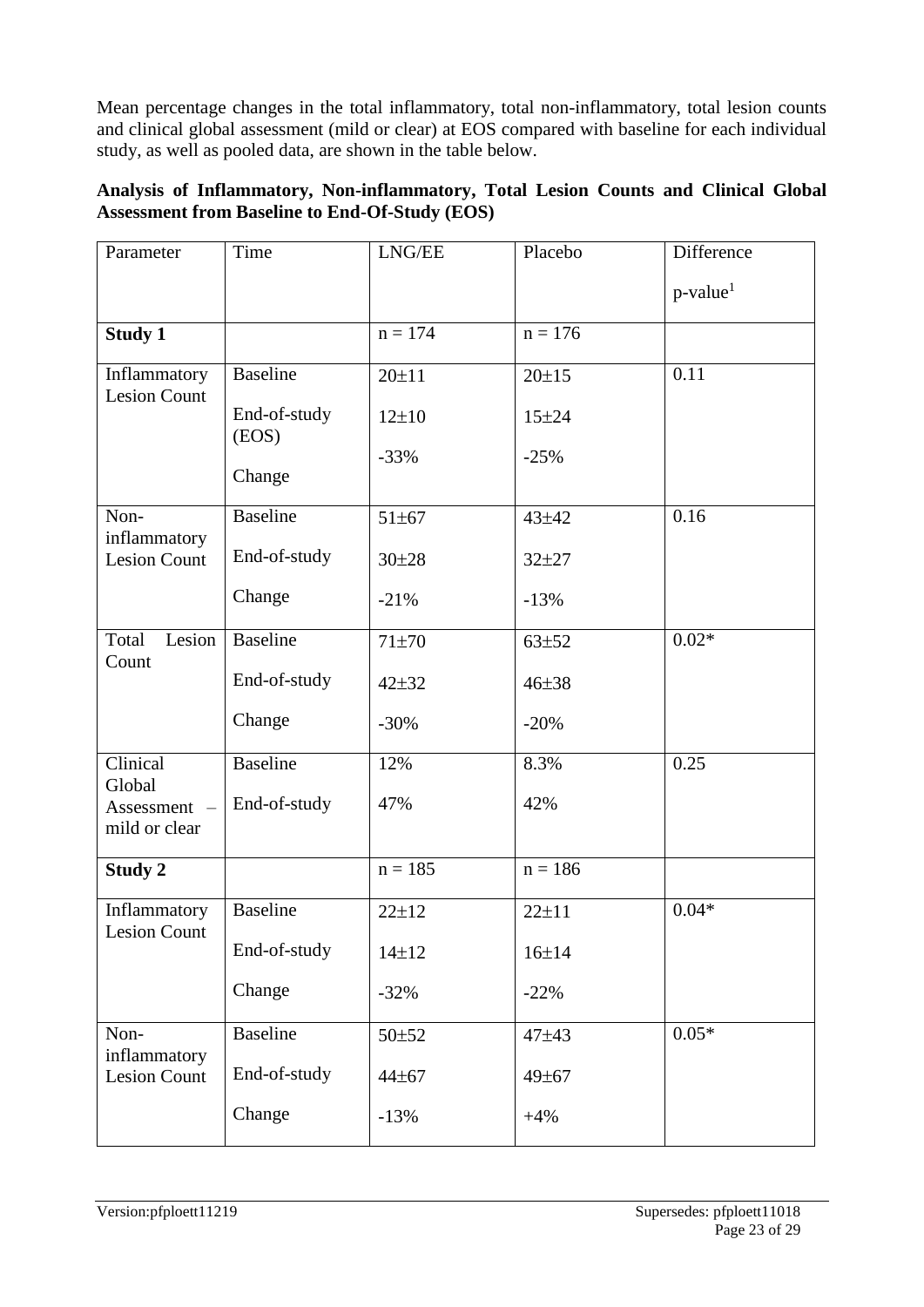Mean percentage changes in the total inflammatory, total non-inflammatory, total lesion counts and clinical global assessment (mild or clear) at EOS compared with baseline for each individual study, as well as pooled data, are shown in the table below.

**Analysis of Inflammatory, Non-inflammatory, Total Lesion Counts and Clinical Global Assessment from Baseline to End-Of-Study (EOS)**

| Parameter | Time | LNG/EE | Placebo | Difference p-value[1] |
|---|---|---|---|---|
| **Study 1** | | n = 174 | n = 176 | |
| Inflammatory Lesion Count | Baseline<br>End-of-study (EOS)<br>Change | 20±11<br>12±10<br>-33% | 20±15<br>15±24<br>-25% | 0.11 |
| Non-inflammatory Lesion Count | Baseline<br>End-of-study<br>Change | 51±67<br>30±28<br>-21% | 43±42<br>32±27<br>-13% | 0.16 |
| Total Lesion Count | Baseline<br>End-of-study<br>Change | 71±70<br>42±32<br>-30% | 63±52<br>46±38<br>-20% | 0.02* |
| Clinical Global Assessment – mild or clear | Baseline<br>End-of-study | 12%<br>47% | 8.3%<br>42% | 0.25 |
| **Study 2** | | n = 185 | n = 186 | |
| Inflammatory Lesion Count | Baseline<br>End-of-study<br>Change | 22±12<br>14±12<br>-32% | 22±11<br>16±14<br>-22% | 0.04* |
| Non-inflammatory Lesion Count | Baseline<br>End-of-study<br>Change | 50±52<br>44±67<br>-13% | 47±43<br>49±67<br>+4% | 0.05* |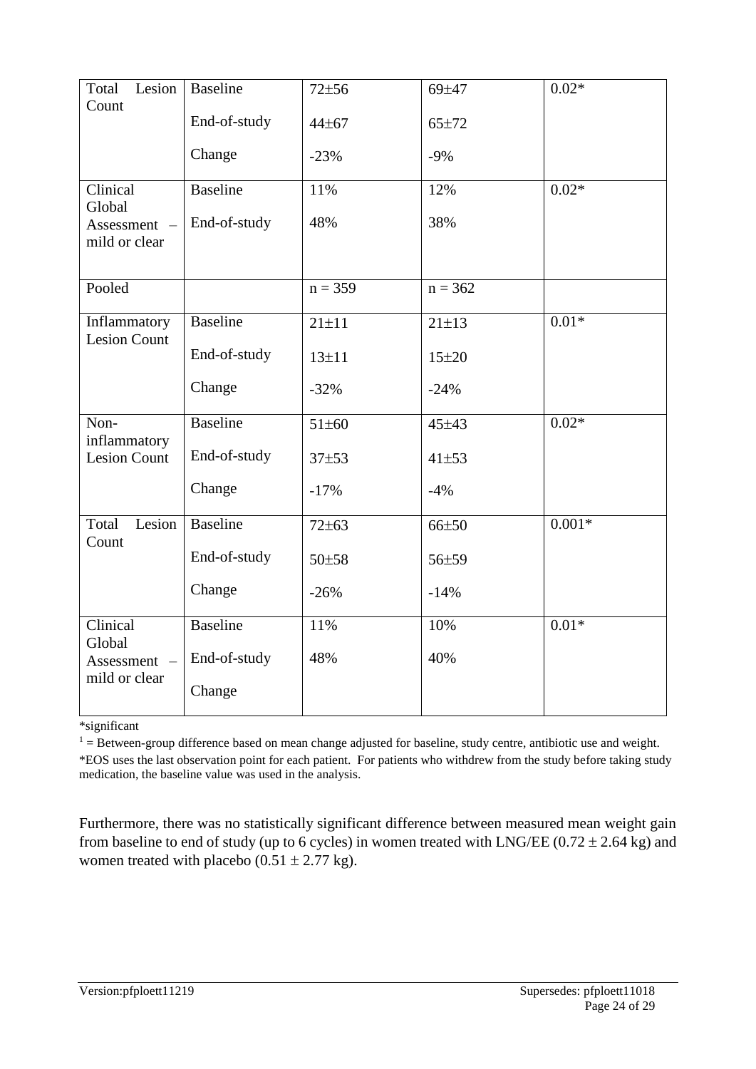| | | | | |
|---|---|---|---|---|
| Total Lesion Count | Baseline<br><br>End-of-study<br><br>Change | 72±56<br><br>44±67<br><br>-23% | 69±47<br><br>65±72<br><br>-9% | 0.02* |
| Clinical Global Assessment – mild or clear | Baseline<br><br>End-of-study | 11%<br><br>48% | 12%<br><br>38% | 0.02* |
| Pooled | | n = 359 | n = 362 | |
| Inflammatory Lesion Count | Baseline<br><br>End-of-study<br><br>Change | 21±11<br><br>13±11<br><br>-32% | 21±13<br><br>15±20<br><br>-24% | 0.01* |
| Non-inflammatory Lesion Count | Baseline<br><br>End-of-study<br><br>Change | 51±60<br><br>37±53<br><br>-17% | 45±43<br><br>41±53<br><br>-4% | 0.02* |
| Total Lesion Count | Baseline<br><br>End-of-study<br><br>Change | 72±63<br><br>50±58<br><br>-26% | 66±50<br><br>56±59<br><br>-14% | 0.001* |
| Clinical Global Assessment – mild or clear | Baseline<br><br>End-of-study<br><br>Change | 11%<br><br>48% | 10%<br><br>40% | 0.01* |

*significant

[1] = Between-group difference based on mean change adjusted for baseline, study centre, antibiotic use and weight.

*EOS uses the last observation point for each patient. For patients who withdrew from the study before taking study medication, the baseline value was used in the analysis.

Furthermore, there was no statistically significant difference between measured mean weight gain from baseline to end of study (up to 6 cycles) in women treated with LNG/EE (0.72 ± 2.64 kg) and women treated with placebo (0.51 ± 2.77 kg).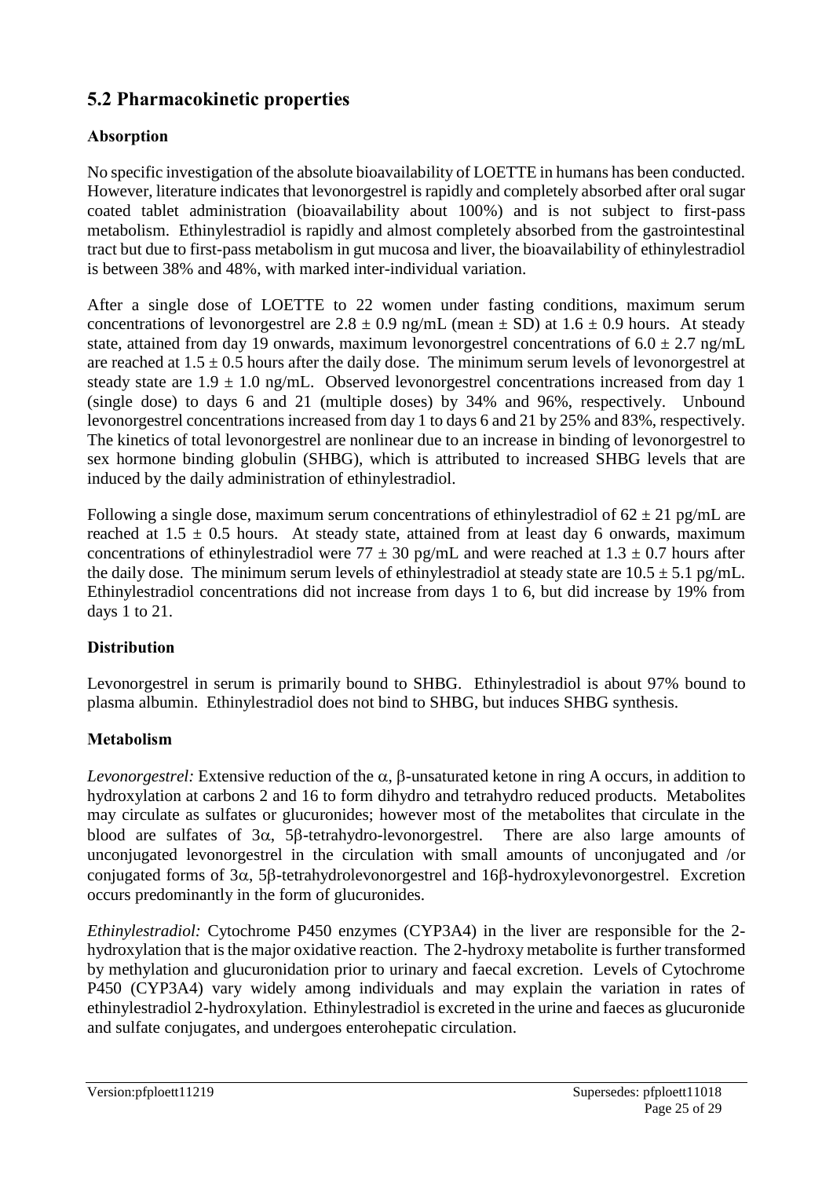## 5.2 Pharmacokinetic properties

### Absorption

No specific investigation of the absolute bioavailability of LOETTE in humans has been conducted. However, literature indicates that levonorgestrel is rapidly and completely absorbed after oral sugar coated tablet administration (bioavailability about 100%) and is not subject to first-pass metabolism. Ethinylestradiol is rapidly and almost completely absorbed from the gastrointestinal tract but due to first-pass metabolism in gut mucosa and liver, the bioavailability of ethinylestradiol is between 38% and 48%, with marked inter-individual variation.

After a single dose of LOETTE to 22 women under fasting conditions, maximum serum concentrations of levonorgestrel are 2.8 ± 0.9 ng/mL (mean ± SD) at 1.6 ± 0.9 hours. At steady state, attained from day 19 onwards, maximum levonorgestrel concentrations of 6.0 ± 2.7 ng/mL are reached at 1.5 ± 0.5 hours after the daily dose. The minimum serum levels of levonorgestrel at steady state are 1.9 ± 1.0 ng/mL. Observed levonorgestrel concentrations increased from day 1 (single dose) to days 6 and 21 (multiple doses) by 34% and 96%, respectively. Unbound levonorgestrel concentrations increased from day 1 to days 6 and 21 by 25% and 83%, respectively. The kinetics of total levonorgestrel are nonlinear due to an increase in binding of levonorgestrel to sex hormone binding globulin (SHBG), which is attributed to increased SHBG levels that are induced by the daily administration of ethinylestradiol.

Following a single dose, maximum serum concentrations of ethinylestradiol of 62 ± 21 pg/mL are reached at 1.5 ± 0.5 hours. At steady state, attained from at least day 6 onwards, maximum concentrations of ethinylestradiol were 77 ± 30 pg/mL and were reached at 1.3 ± 0.7 hours after the daily dose. The minimum serum levels of ethinylestradiol at steady state are 10.5 ± 5.1 pg/mL. Ethinylestradiol concentrations did not increase from days 1 to 6, but did increase by 19% from days 1 to 21.

### Distribution

Levonorgestrel in serum is primarily bound to SHBG. Ethinylestradiol is about 97% bound to plasma albumin. Ethinylestradiol does not bind to SHBG, but induces SHBG synthesis.

### Metabolism

*Levonorgestrel:* Extensive reduction of the α, β-unsaturated ketone in ring A occurs, in addition to hydroxylation at carbons 2 and 16 to form dihydro and tetrahydro reduced products. Metabolites may circulate as sulfates or glucuronides; however most of the metabolites that circulate in the blood are sulfates of 3α, 5β-tetrahydro-levonorgestrel. There are also large amounts of unconjugated levonorgestrel in the circulation with small amounts of unconjugated and /or conjugated forms of 3α, 5β-tetrahydrolevonorgestrel and 16β-hydroxylevonorgestrel. Excretion occurs predominantly in the form of glucuronides.

*Ethinylestradiol:* Cytochrome P450 enzymes (CYP3A4) in the liver are responsible for the 2-hydroxylation that is the major oxidative reaction. The 2-hydroxy metabolite is further transformed by methylation and glucuronidation prior to urinary and faecal excretion. Levels of Cytochrome P450 (CYP3A4) vary widely among individuals and may explain the variation in rates of ethinylestradiol 2-hydroxylation. Ethinylestradiol is excreted in the urine and faeces as glucuronide and sulfate conjugates, and undergoes enterohepatic circulation.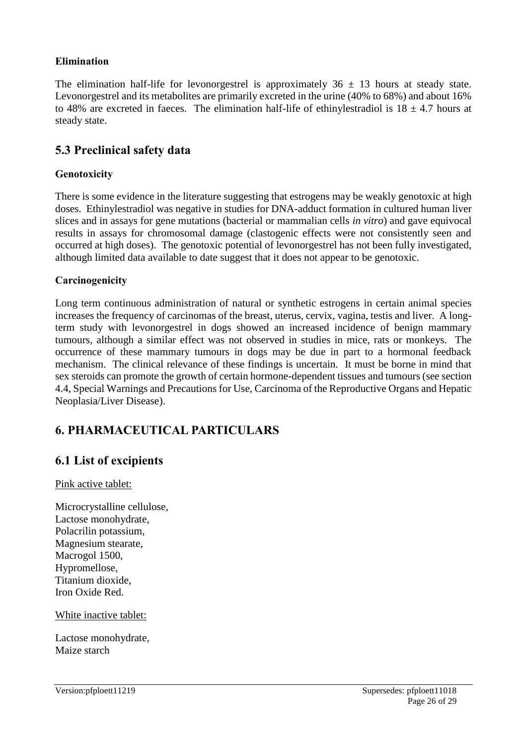### Elimination

The elimination half-life for levonorgestrel is approximately $36 \pm 13$ hours at steady state. Levonorgestrel and its metabolites are primarily excreted in the urine (40% to 68%) and about 16% to 48% are excreted in faeces. The elimination half-life of ethinylestradiol is $18 \pm 4.7$ hours at steady state.

## 5.3 Preclinical safety data

### Genotoxicity

There is some evidence in the literature suggesting that estrogens may be weakly genotoxic at high doses. Ethinylestradiol was negative in studies for DNA-adduct formation in cultured human liver slices and in assays for gene mutations (bacterial or mammalian cells *in vitro*) and gave equivocal results in assays for chromosomal damage (clastogenic effects were not consistently seen and occurred at high doses). The genotoxic potential of levonorgestrel has not been fully investigated, although limited data available to date suggest that it does not appear to be genotoxic.

### Carcinogenicity

Long term continuous administration of natural or synthetic estrogens in certain animal species increases the frequency of carcinomas of the breast, uterus, cervix, vagina, testis and liver. A long-term study with levonorgestrel in dogs showed an increased incidence of benign mammary tumours, although a similar effect was not observed in studies in mice, rats or monkeys. The occurrence of these mammary tumours in dogs may be due in part to a hormonal feedback mechanism. The clinical relevance of these findings is uncertain. It must be borne in mind that sex steroids can promote the growth of certain hormone-dependent tissues and tumours (see section 4.4, Special Warnings and Precautions for Use, Carcinoma of the Reproductive Organs and Hepatic Neoplasia/Liver Disease).

# 6. PHARMACEUTICAL PARTICULARS

## 6.1 List of excipients

Pink active tablet:

Microcrystalline cellulose,
Lactose monohydrate,
Polacrilin potassium,
Magnesium stearate,
Macrogol 1500,
Hypromellose,
Titanium dioxide,
Iron Oxide Red.

White inactive tablet:

Lactose monohydrate,
Maize starch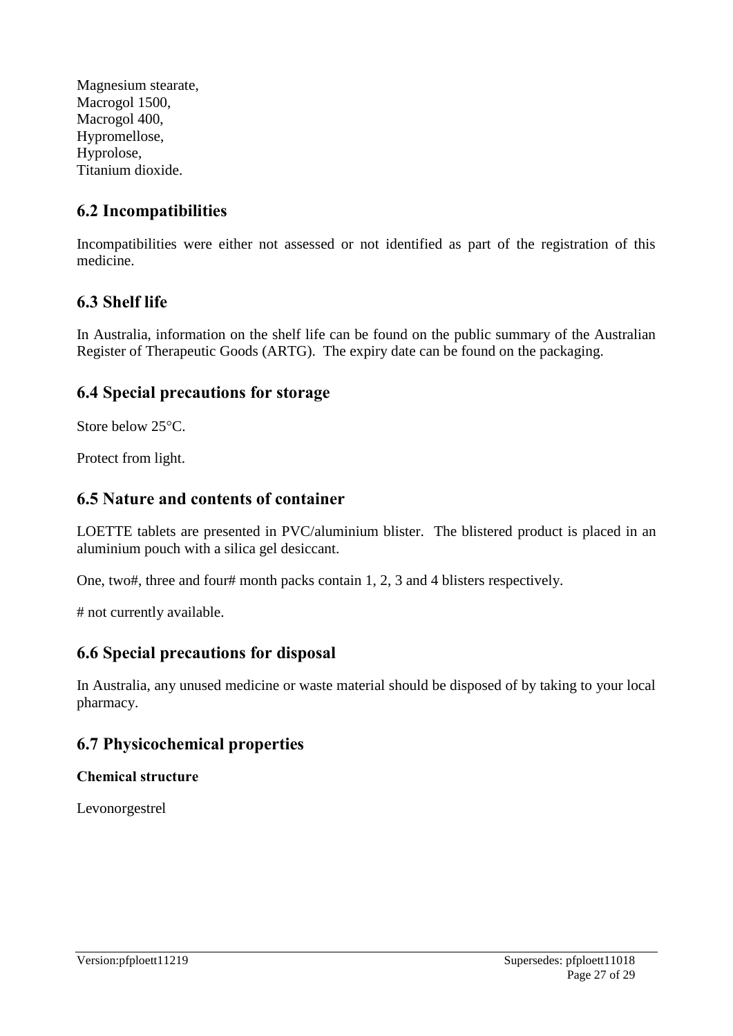Magnesium stearate,
Macrogol 1500,
Macrogol 400,
Hypromellose,
Hyprolose,
Titanium dioxide.

## 6.2 Incompatibilities

Incompatibilities were either not assessed or not identified as part of the registration of this medicine.

## 6.3 Shelf life

In Australia, information on the shelf life can be found on the public summary of the Australian Register of Therapeutic Goods (ARTG). The expiry date can be found on the packaging.

## 6.4 Special precautions for storage

Store below 25°C.

Protect from light.

## 6.5 Nature and contents of container

LOETTE tablets are presented in PVC/aluminium blister. The blistered product is placed in an aluminium pouch with a silica gel desiccant.

One, two#, three and four# month packs contain 1, 2, 3 and 4 blisters respectively.

# not currently available.

## 6.6 Special precautions for disposal

In Australia, any unused medicine or waste material should be disposed of by taking to your local pharmacy.

## 6.7 Physicochemical properties

**Chemical structure**

Levonorgestrel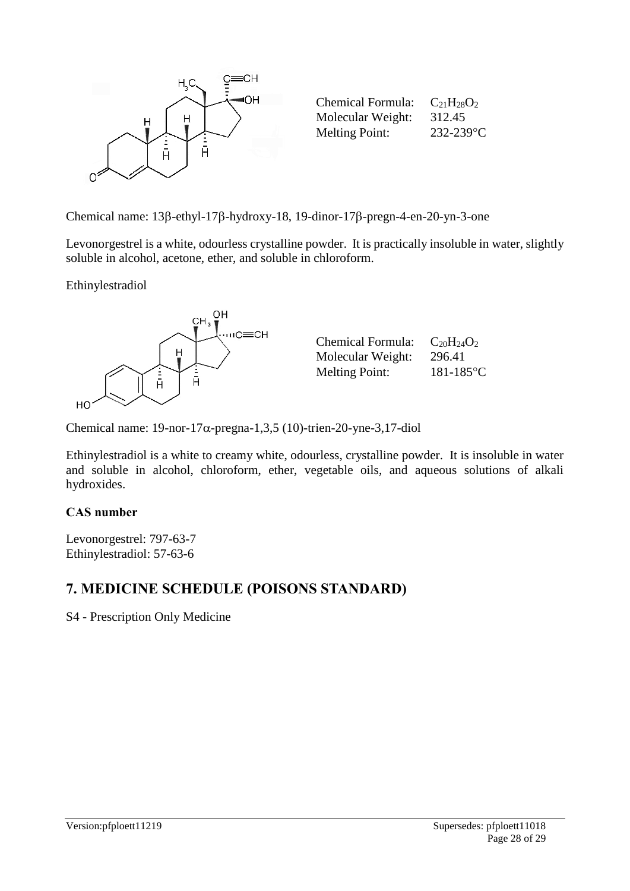Chemical Formula: $C_{21}H_{28}O_2$
Molecular Weight: 312.45
Melting Point: 232-239°C

Chemical name: 13β-ethyl-17β-hydroxy-18, 19-dinor-17β-pregn-4-en-20-yn-3-one

Levonorgestrel is a white, odourless crystalline powder. It is practically insoluble in water, slightly soluble in alcohol, acetone, ether, and soluble in chloroform.

Ethinylestradiol

Chemical Formula: $C_{20}H_{24}O_2$
Molecular Weight: 296.41
Melting Point: 181-185°C

Chemical name: 19-nor-17α-pregna-1,3,5 (10)-trien-20-yne-3,17-diol

Ethinylestradiol is a white to creamy white, odourless, crystalline powder. It is insoluble in water and soluble in alcohol, chloroform, ether, vegetable oils, and aqueous solutions of alkali hydroxides.

**CAS number**

Levonorgestrel: 797-63-7
Ethinylestradiol: 57-63-6

## 7. MEDICINE SCHEDULE (POISONS STANDARD)

S4 - Prescription Only Medicine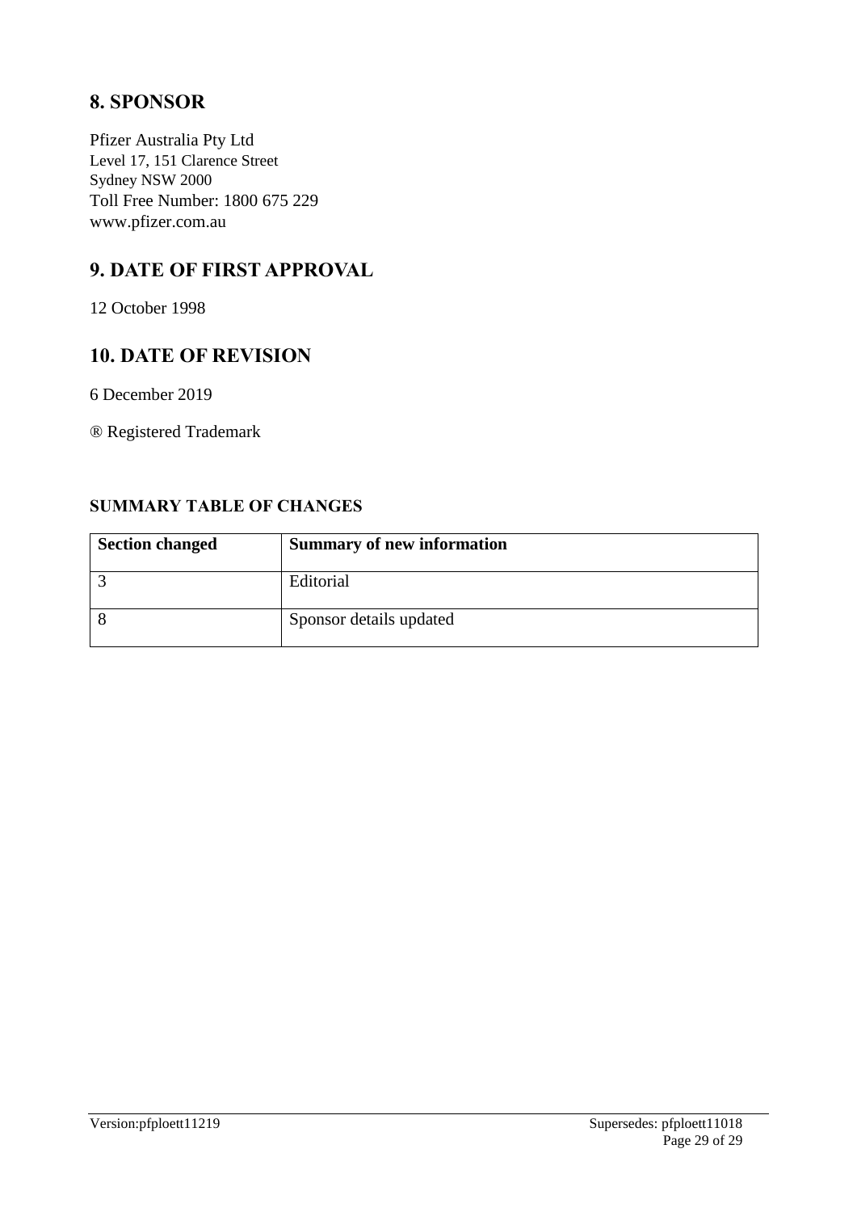## 8. SPONSOR

Pfizer Australia Pty Ltd
Level 17, 151 Clarence Street
Sydney NSW 2000
Toll Free Number: 1800 675 229
www.pfizer.com.au

## 9. DATE OF FIRST APPROVAL

12 October 1998

## 10. DATE OF REVISION

6 December 2019

® Registered Trademark

### SUMMARY TABLE OF CHANGES

| Section changed | Summary of new information |
|---|---|
| 3 | Editorial |
| 8 | Sponsor details updated |

Version:pfploett11219 Supersedes: pfploett11018